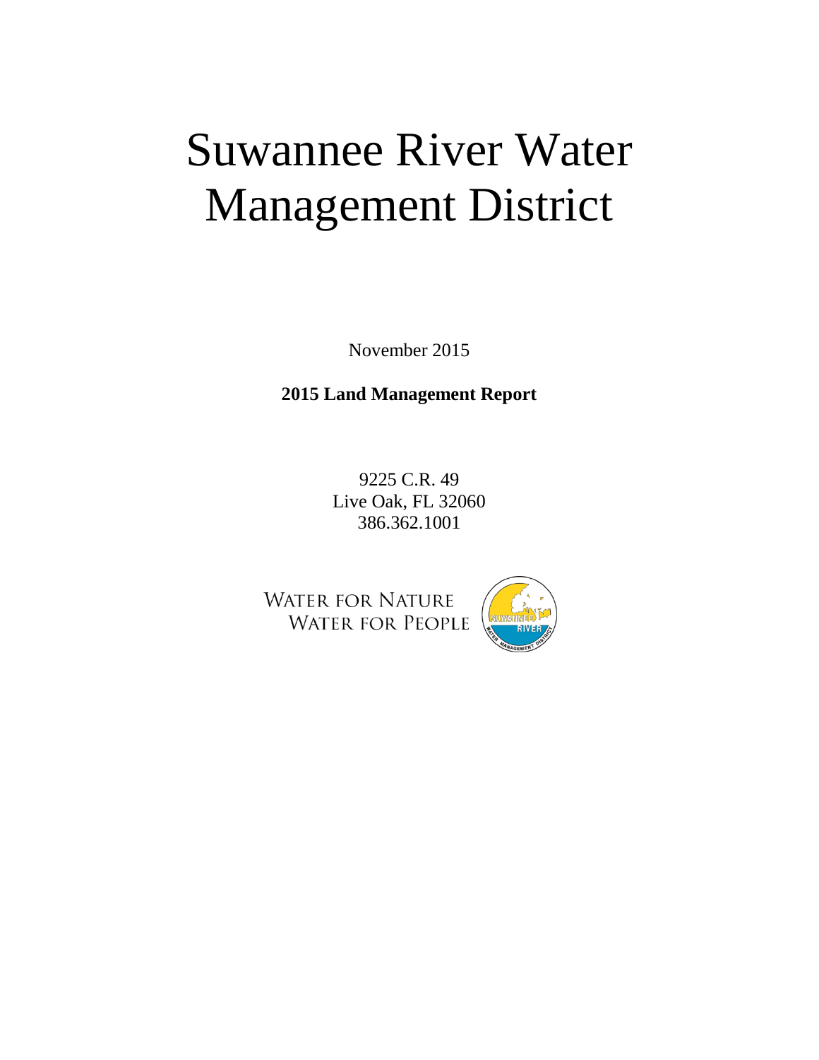# Suwannee River Water Management District

November 2015

**2015 Land Management Report**

9225 C.R. 49
Live Oak, FL 32060
386.362.1001

WATER FOR NATURE
WATER FOR PEOPLE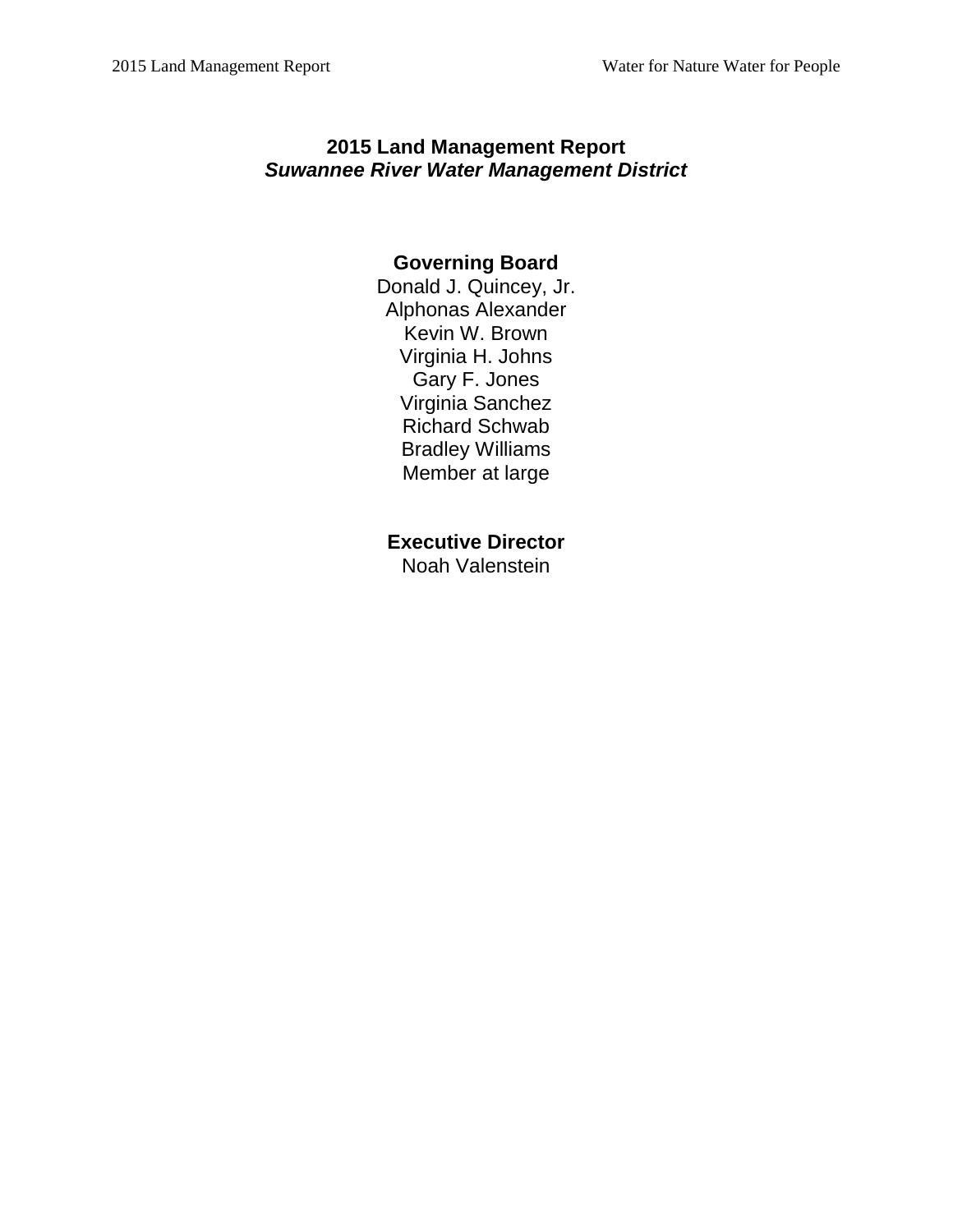# 2015 Land Management Report
***Suwannee River Water Management District***

## Governing Board

Donald J. Quincey, Jr.
Alphonas Alexander
Kevin W. Brown
Virginia H. Johns
Gary F. Jones
Virginia Sanchez
Richard Schwab
Bradley Williams
Member at large

## Executive Director

Noah Valenstein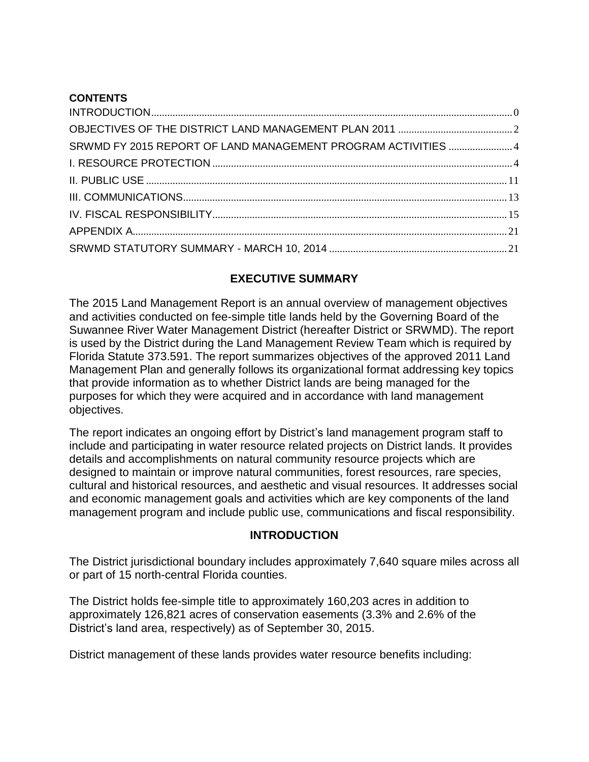**CONTENTS**

INTRODUCTION ... 0
OBJECTIVES OF THE DISTRICT LAND MANAGEMENT PLAN 2011 ... 2
SRWMD FY 2015 REPORT OF LAND MANAGEMENT PROGRAM ACTIVITIES ... 4
I. RESOURCE PROTECTION ... 4
II. PUBLIC USE ... 11
III. COMMUNICATIONS ... 13
IV. FISCAL RESPONSIBILITY ... 15
APPENDIX A ... 21
SRWMD STATUTORY SUMMARY - MARCH 10, 2014 ... 21

## EXECUTIVE SUMMARY

The 2015 Land Management Report is an annual overview of management objectives and activities conducted on fee-simple title lands held by the Governing Board of the Suwannee River Water Management District (hereafter District or SRWMD). The report is used by the District during the Land Management Review Team which is required by Florida Statute 373.591. The report summarizes objectives of the approved 2011 Land Management Plan and generally follows its organizational format addressing key topics that provide information as to whether District lands are being managed for the purposes for which they were acquired and in accordance with land management objectives.

The report indicates an ongoing effort by District's land management program staff to include and participating in water resource related projects on District lands. It provides details and accomplishments on natural community resource projects which are designed to maintain or improve natural communities, forest resources, rare species, cultural and historical resources, and aesthetic and visual resources. It addresses social and economic management goals and activities which are key components of the land management program and include public use, communications and fiscal responsibility.

## INTRODUCTION

The District jurisdictional boundary includes approximately 7,640 square miles across all or part of 15 north-central Florida counties.

The District holds fee-simple title to approximately 160,203 acres in addition to approximately 126,821 acres of conservation easements (3.3% and 2.6% of the District's land area, respectively) as of September 30, 2015.

District management of these lands provides water resource benefits including: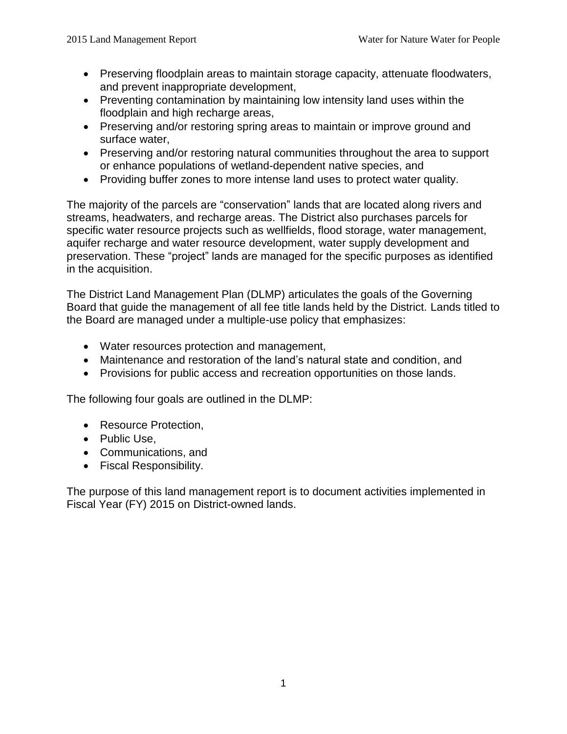- Preserving floodplain areas to maintain storage capacity, attenuate floodwaters, and prevent inappropriate development,
- Preventing contamination by maintaining low intensity land uses within the floodplain and high recharge areas,
- Preserving and/or restoring spring areas to maintain or improve ground and surface water,
- Preserving and/or restoring natural communities throughout the area to support or enhance populations of wetland-dependent native species, and
- Providing buffer zones to more intense land uses to protect water quality.

The majority of the parcels are "conservation" lands that are located along rivers and streams, headwaters, and recharge areas. The District also purchases parcels for specific water resource projects such as wellfields, flood storage, water management, aquifer recharge and water resource development, water supply development and preservation. These "project" lands are managed for the specific purposes as identified in the acquisition.

The District Land Management Plan (DLMP) articulates the goals of the Governing Board that guide the management of all fee title lands held by the District. Lands titled to the Board are managed under a multiple-use policy that emphasizes:

- Water resources protection and management,
- Maintenance and restoration of the land's natural state and condition, and
- Provisions for public access and recreation opportunities on those lands.

The following four goals are outlined in the DLMP:

- Resource Protection,
- Public Use,
- Communications, and
- Fiscal Responsibility.

The purpose of this land management report is to document activities implemented in Fiscal Year (FY) 2015 on District-owned lands.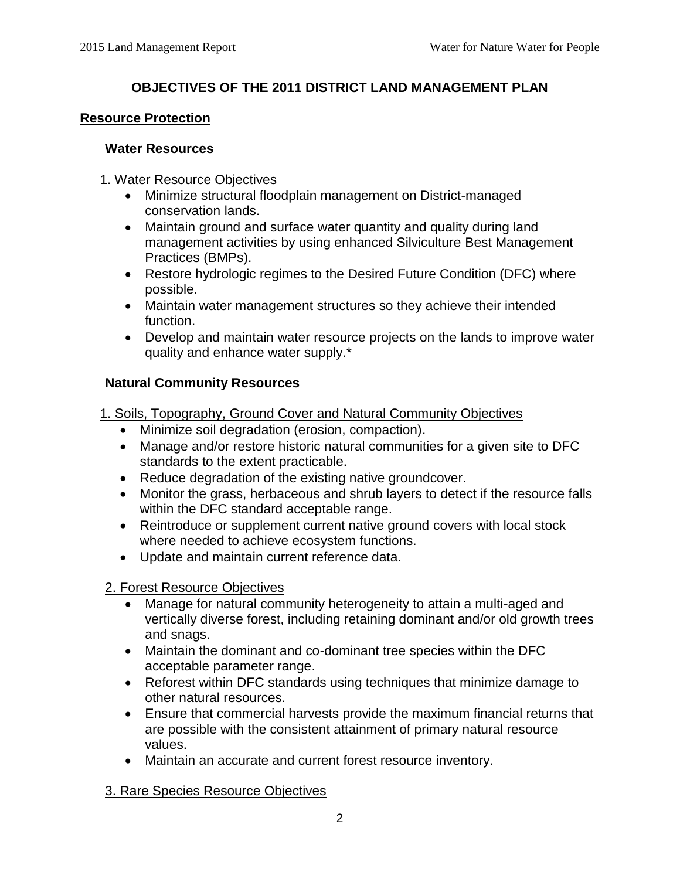## OBJECTIVES OF THE 2011 DISTRICT LAND MANAGEMENT PLAN

### Resource Protection

#### Water Resources

1. Water Resource Objectives

- Minimize structural floodplain management on District-managed conservation lands.
- Maintain ground and surface water quantity and quality during land management activities by using enhanced Silviculture Best Management Practices (BMPs).
- Restore hydrologic regimes to the Desired Future Condition (DFC) where possible.
- Maintain water management structures so they achieve their intended function.
- Develop and maintain water resource projects on the lands to improve water quality and enhance water supply.*

#### Natural Community Resources

1. Soils, Topography, Ground Cover and Natural Community Objectives

- Minimize soil degradation (erosion, compaction).
- Manage and/or restore historic natural communities for a given site to DFC standards to the extent practicable.
- Reduce degradation of the existing native groundcover.
- Monitor the grass, herbaceous and shrub layers to detect if the resource falls within the DFC standard acceptable range.
- Reintroduce or supplement current native ground covers with local stock where needed to achieve ecosystem functions.
- Update and maintain current reference data.

2. Forest Resource Objectives

- Manage for natural community heterogeneity to attain a multi-aged and vertically diverse forest, including retaining dominant and/or old growth trees and snags.
- Maintain the dominant and co-dominant tree species within the DFC acceptable parameter range.
- Reforest within DFC standards using techniques that minimize damage to other natural resources.
- Ensure that commercial harvests provide the maximum financial returns that are possible with the consistent attainment of primary natural resource values.
- Maintain an accurate and current forest resource inventory.

3. Rare Species Resource Objectives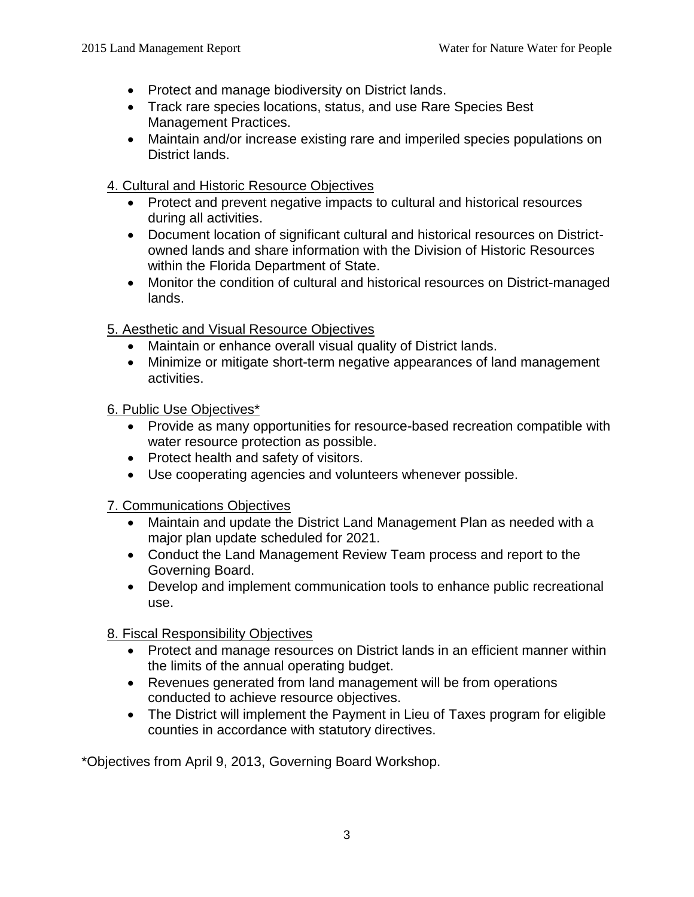- Protect and manage biodiversity on District lands.
- Track rare species locations, status, and use Rare Species Best Management Practices.
- Maintain and/or increase existing rare and imperiled species populations on District lands.

4. Cultural and Historic Resource Objectives

- Protect and prevent negative impacts to cultural and historical resources during all activities.
- Document location of significant cultural and historical resources on District-owned lands and share information with the Division of Historic Resources within the Florida Department of State.
- Monitor the condition of cultural and historical resources on District-managed lands.

5. Aesthetic and Visual Resource Objectives

- Maintain or enhance overall visual quality of District lands.
- Minimize or mitigate short-term negative appearances of land management activities.

6. Public Use Objectives*

- Provide as many opportunities for resource-based recreation compatible with water resource protection as possible.
- Protect health and safety of visitors.
- Use cooperating agencies and volunteers whenever possible.

7. Communications Objectives

- Maintain and update the District Land Management Plan as needed with a major plan update scheduled for 2021.
- Conduct the Land Management Review Team process and report to the Governing Board.
- Develop and implement communication tools to enhance public recreational use.

8. Fiscal Responsibility Objectives

- Protect and manage resources on District lands in an efficient manner within the limits of the annual operating budget.
- Revenues generated from land management will be from operations conducted to achieve resource objectives.
- The District will implement the Payment in Lieu of Taxes program for eligible counties in accordance with statutory directives.

*Objectives from April 9, 2013, Governing Board Workshop.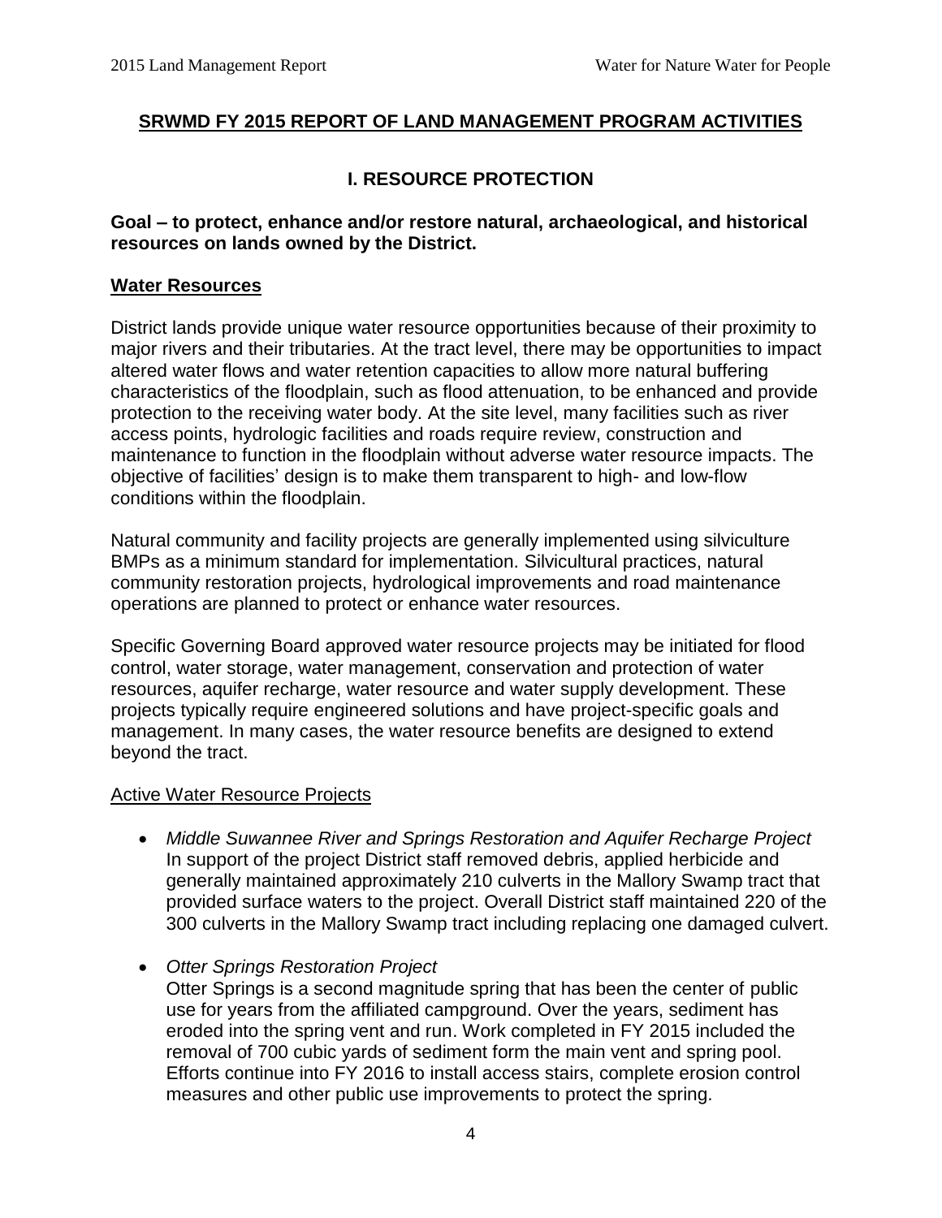## SRWMD FY 2015 REPORT OF LAND MANAGEMENT PROGRAM ACTIVITIES

### I. RESOURCE PROTECTION

**Goal – to protect, enhance and/or restore natural, archaeological, and historical resources on lands owned by the District.**

#### Water Resources

District lands provide unique water resource opportunities because of their proximity to major rivers and their tributaries. At the tract level, there may be opportunities to impact altered water flows and water retention capacities to allow more natural buffering characteristics of the floodplain, such as flood attenuation, to be enhanced and provide protection to the receiving water body. At the site level, many facilities such as river access points, hydrologic facilities and roads require review, construction and maintenance to function in the floodplain without adverse water resource impacts. The objective of facilities' design is to make them transparent to high- and low-flow conditions within the floodplain.

Natural community and facility projects are generally implemented using silviculture BMPs as a minimum standard for implementation. Silvicultural practices, natural community restoration projects, hydrological improvements and road maintenance operations are planned to protect or enhance water resources.

Specific Governing Board approved water resource projects may be initiated for flood control, water storage, water management, conservation and protection of water resources, aquifer recharge, water resource and water supply development. These projects typically require engineered solutions and have project-specific goals and management. In many cases, the water resource benefits are designed to extend beyond the tract.

Active Water Resource Projects

- *Middle Suwannee River and Springs Restoration and Aquifer Recharge Project*
  In support of the project District staff removed debris, applied herbicide and generally maintained approximately 210 culverts in the Mallory Swamp tract that provided surface waters to the project. Overall District staff maintained 220 of the 300 culverts in the Mallory Swamp tract including replacing one damaged culvert.

- *Otter Springs Restoration Project*
  Otter Springs is a second magnitude spring that has been the center of public use for years from the affiliated campground. Over the years, sediment has eroded into the spring vent and run. Work completed in FY 2015 included the removal of 700 cubic yards of sediment form the main vent and spring pool. Efforts continue into FY 2016 to install access stairs, complete erosion control measures and other public use improvements to protect the spring.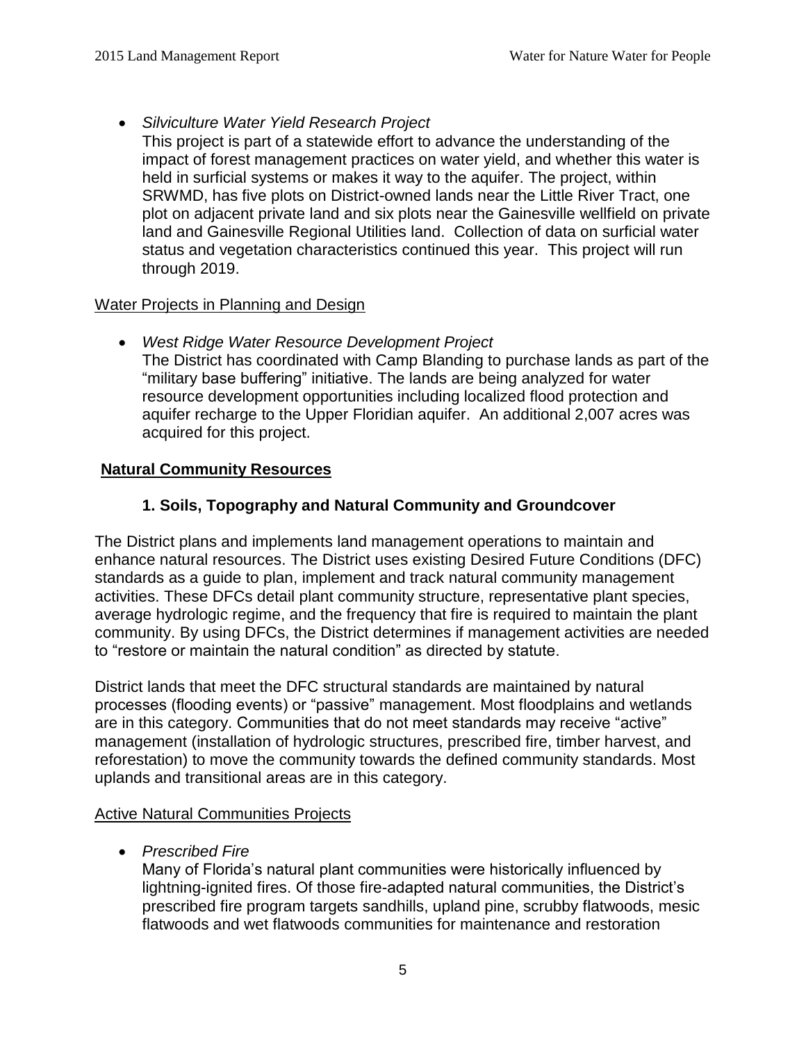- *Silviculture Water Yield Research Project*
  This project is part of a statewide effort to advance the understanding of the impact of forest management practices on water yield, and whether this water is held in surficial systems or makes it way to the aquifer. The project, within SRWMD, has five plots on District-owned lands near the Little River Tract, one plot on adjacent private land and six plots near the Gainesville wellfield on private land and Gainesville Regional Utilities land. Collection of data on surficial water status and vegetation characteristics continued this year. This project will run through 2019.

Water Projects in Planning and Design

- *West Ridge Water Resource Development Project*
  The District has coordinated with Camp Blanding to purchase lands as part of the "military base buffering" initiative. The lands are being analyzed for water resource development opportunities including localized flood protection and aquifer recharge to the Upper Floridian aquifer. An additional 2,007 acres was acquired for this project.

## **Natural Community Resources**

### 1. Soils, Topography and Natural Community and Groundcover

The District plans and implements land management operations to maintain and enhance natural resources. The District uses existing Desired Future Conditions (DFC) standards as a guide to plan, implement and track natural community management activities. These DFCs detail plant community structure, representative plant species, average hydrologic regime, and the frequency that fire is required to maintain the plant community. By using DFCs, the District determines if management activities are needed to "restore or maintain the natural condition" as directed by statute.

District lands that meet the DFC structural standards are maintained by natural processes (flooding events) or "passive" management. Most floodplains and wetlands are in this category. Communities that do not meet standards may receive "active" management (installation of hydrologic structures, prescribed fire, timber harvest, and reforestation) to move the community towards the defined community standards. Most uplands and transitional areas are in this category.

Active Natural Communities Projects

- *Prescribed Fire*
  Many of Florida's natural plant communities were historically influenced by lightning-ignited fires. Of those fire-adapted natural communities, the District's prescribed fire program targets sandhills, upland pine, scrubby flatwoods, mesic flatwoods and wet flatwoods communities for maintenance and restoration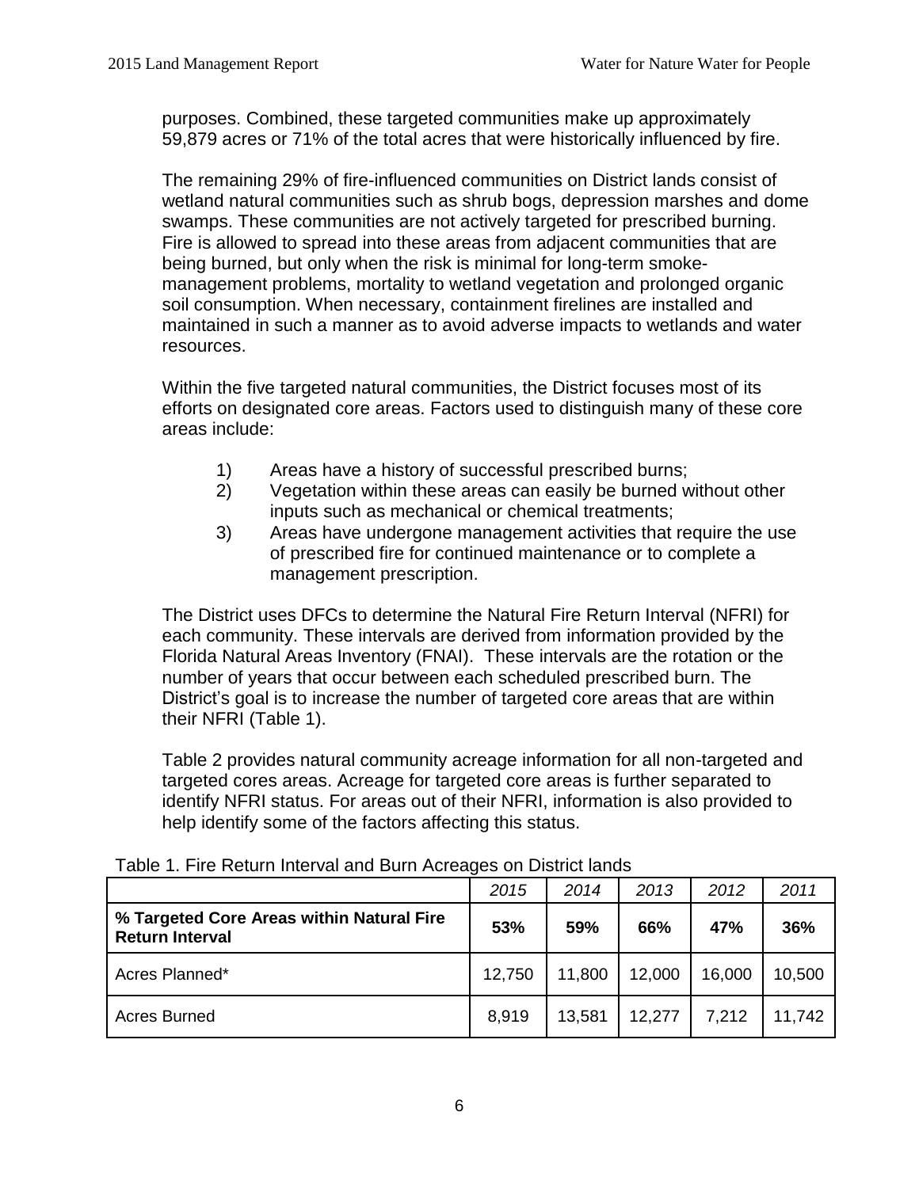purposes. Combined, these targeted communities make up approximately 59,879 acres or 71% of the total acres that were historically influenced by fire.

The remaining 29% of fire-influenced communities on District lands consist of wetland natural communities such as shrub bogs, depression marshes and dome swamps. These communities are not actively targeted for prescribed burning. Fire is allowed to spread into these areas from adjacent communities that are being burned, but only when the risk is minimal for long-term smoke-management problems, mortality to wetland vegetation and prolonged organic soil consumption. When necessary, containment firelines are installed and maintained in such a manner as to avoid adverse impacts to wetlands and water resources.

Within the five targeted natural communities, the District focuses most of its efforts on designated core areas. Factors used to distinguish many of these core areas include:

1) Areas have a history of successful prescribed burns;
2) Vegetation within these areas can easily be burned without other inputs such as mechanical or chemical treatments;
3) Areas have undergone management activities that require the use of prescribed fire for continued maintenance or to complete a management prescription.

The District uses DFCs to determine the Natural Fire Return Interval (NFRI) for each community. These intervals are derived from information provided by the Florida Natural Areas Inventory (FNAI). These intervals are the rotation or the number of years that occur between each scheduled prescribed burn. The District's goal is to increase the number of targeted core areas that are within their NFRI (Table 1).

Table 2 provides natural community acreage information for all non-targeted and targeted cores areas. Acreage for targeted core areas is further separated to identify NFRI status. For areas out of their NFRI, information is also provided to help identify some of the factors affecting this status.

Table 1. Fire Return Interval and Burn Acreages on District lands

| | *2015* | *2014* | *2013* | *2012* | *2011* |
|---|---|---|---|---|---|
| **% Targeted Core Areas within Natural Fire Return Interval** | **53%** | **59%** | **66%** | **47%** | **36%** |
| Acres Planned* | 12,750 | 11,800 | 12,000 | 16,000 | 10,500 |
| Acres Burned | 8,919 | 13,581 | 12,277 | 7,212 | 11,742 |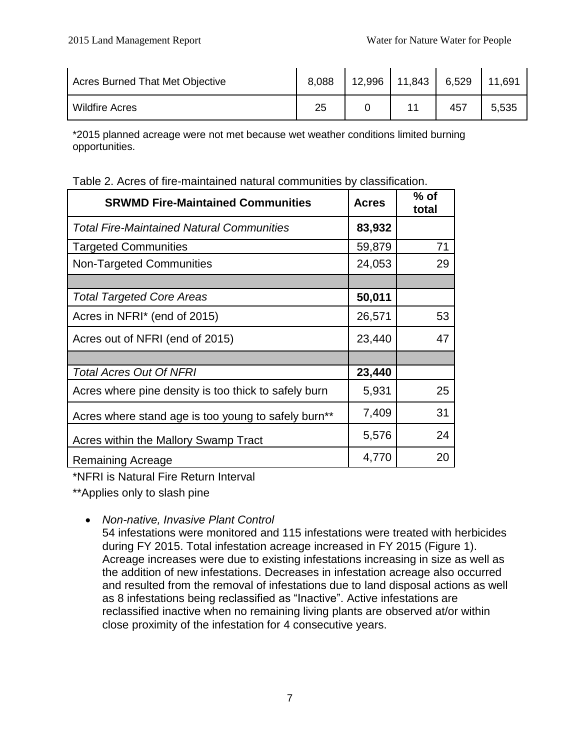| Acres Burned That Met Objective | 8,088 | 12,996 | 11,843 | 6,529 | 11,691 |
|---|---|---|---|---|---|
| Wildfire Acres | 25 | 0 | 11 | 457 | 5,535 |

*2015 planned acreage were not met because wet weather conditions limited burning opportunities.

Table 2. Acres of fire-maintained natural communities by classification.

| SRWMD Fire-Maintained Communities | Acres | % of total |
|---|---|---|
| *Total Fire-Maintained Natural Communities* | **83,932** | |
| Targeted Communities | 59,879 | 71 |
| Non-Targeted Communities | 24,053 | 29 |
| | | |
| *Total Targeted Core Areas* | **50,011** | |
| Acres in NFRI* (end of 2015) | 26,571 | 53 |
| Acres out of NFRI (end of 2015) | 23,440 | 47 |
| | | |
| *Total Acres Out Of NFRI* | **23,440** | |
| Acres where pine density is too thick to safely burn | 5,931 | 25 |
| Acres where stand age is too young to safely burn** | 7,409 | 31 |
| Acres within the Mallory Swamp Tract | 5,576 | 24 |
| Remaining Acreage | 4,770 | 20 |

*NFRI is Natural Fire Return Interval

**Applies only to slash pine

- *Non-native, Invasive Plant Control*
  54 infestations were monitored and 115 infestations were treated with herbicides during FY 2015. Total infestation acreage increased in FY 2015 (Figure 1). Acreage increases were due to existing infestations increasing in size as well as the addition of new infestations. Decreases in infestation acreage also occurred and resulted from the removal of infestations due to land disposal actions as well as 8 infestations being reclassified as "Inactive". Active infestations are reclassified inactive when no remaining living plants are observed at/or within close proximity of the infestation for 4 consecutive years.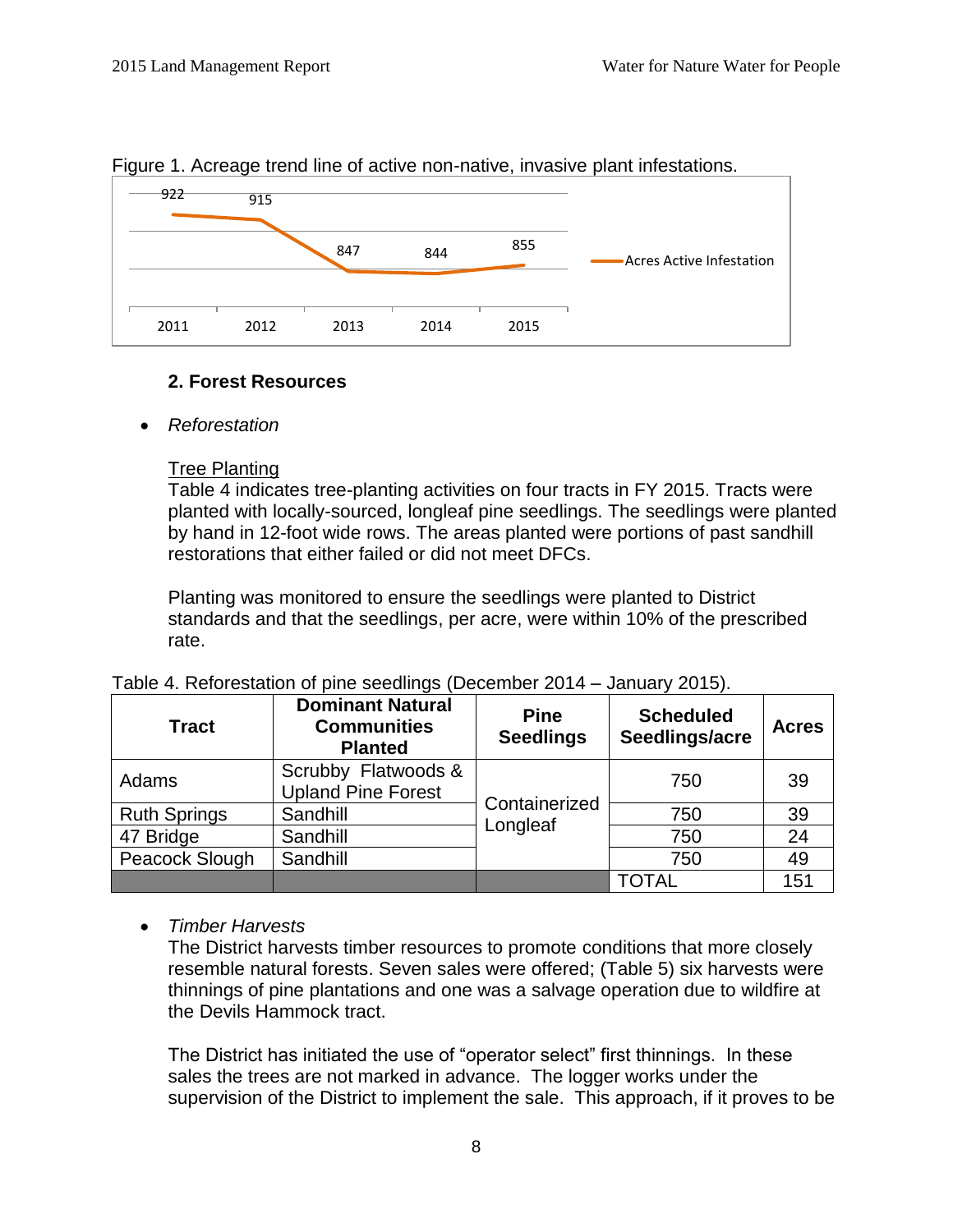Figure 1. Acreage trend line of active non-native, invasive plant infestations.

## 2. Forest Resources

- *Reforestation*

Tree Planting

Table 4 indicates tree-planting activities on four tracts in FY 2015. Tracts were planted with locally-sourced, longleaf pine seedlings. The seedlings were planted by hand in 12-foot wide rows. The areas planted were portions of past sandhill restorations that either failed or did not meet DFCs.

Planting was monitored to ensure the seedlings were planted to District standards and that the seedlings, per acre, were within 10% of the prescribed rate.

Table 4. Reforestation of pine seedlings (December 2014 – January 2015).

| Tract | Dominant Natural Communities Planted | Pine Seedlings | Scheduled Seedlings/acre | Acres |
|---|---|---|---|---|
| Adams | Scrubby Flatwoods & Upland Pine Forest | Containerized Longleaf | 750 | 39 |
| Ruth Springs | Sandhill | | 750 | 39 |
| 47 Bridge | Sandhill | | 750 | 24 |
| Peacock Slough | Sandhill | | 750 | 49 |
| | | | TOTAL | 151 |

- *Timber Harvests*

The District harvests timber resources to promote conditions that more closely resemble natural forests. Seven sales were offered; (Table 5) six harvests were thinnings of pine plantations and one was a salvage operation due to wildfire at the Devils Hammock tract.

The District has initiated the use of "operator select" first thinnings. In these sales the trees are not marked in advance. The logger works under the supervision of the District to implement the sale. This approach, if it proves to be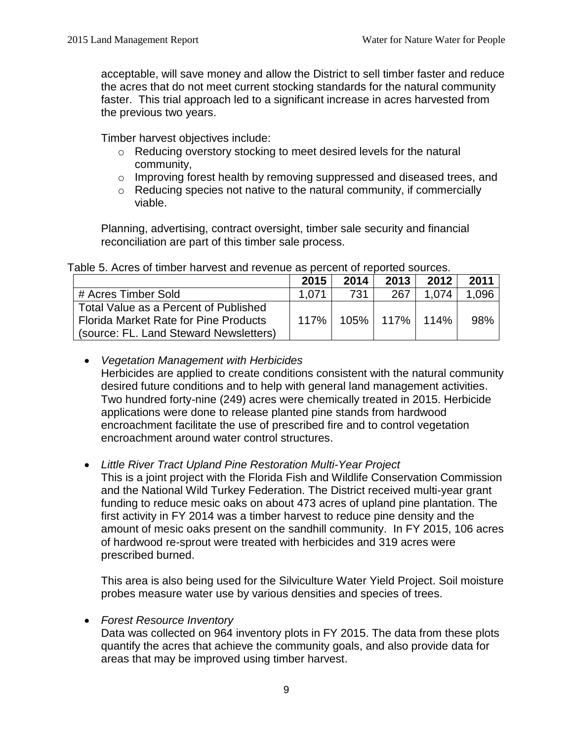acceptable, will save money and allow the District to sell timber faster and reduce the acres that do not meet current stocking standards for the natural community faster. This trial approach led to a significant increase in acres harvested from the previous two years.

Timber harvest objectives include:

- Reducing overstory stocking to meet desired levels for the natural community,
- Improving forest health by removing suppressed and diseased trees, and
- Reducing species not native to the natural community, if commercially viable.

Planning, advertising, contract oversight, timber sale security and financial reconciliation are part of this timber sale process.

Table 5. Acres of timber harvest and revenue as percent of reported sources.

| | 2015 | 2014 | 2013 | 2012 | 2011 |
|---|---|---|---|---|---|
| # Acres Timber Sold | 1,071 | 731 | 267 | 1,074 | 1,096 |
| Total Value as a Percent of Published Florida Market Rate for Pine Products (source: FL. Land Steward Newsletters) | 117% | 105% | 117% | 114% | 98% |

- *Vegetation Management with Herbicides*
  Herbicides are applied to create conditions consistent with the natural community desired future conditions and to help with general land management activities. Two hundred forty-nine (249) acres were chemically treated in 2015. Herbicide applications were done to release planted pine stands from hardwood encroachment facilitate the use of prescribed fire and to control vegetation encroachment around water control structures.

- *Little River Tract Upland Pine Restoration Multi-Year Project*
  This is a joint project with the Florida Fish and Wildlife Conservation Commission and the National Wild Turkey Federation. The District received multi-year grant funding to reduce mesic oaks on about 473 acres of upland pine plantation. The first activity in FY 2014 was a timber harvest to reduce pine density and the amount of mesic oaks present on the sandhill community. In FY 2015, 106 acres of hardwood re-sprout were treated with herbicides and 319 acres were prescribed burned.

  This area is also being used for the Silviculture Water Yield Project. Soil moisture probes measure water use by various densities and species of trees.

- *Forest Resource Inventory*
  Data was collected on 964 inventory plots in FY 2015. The data from these plots quantify the acres that achieve the community goals, and also provide data for areas that may be improved using timber harvest.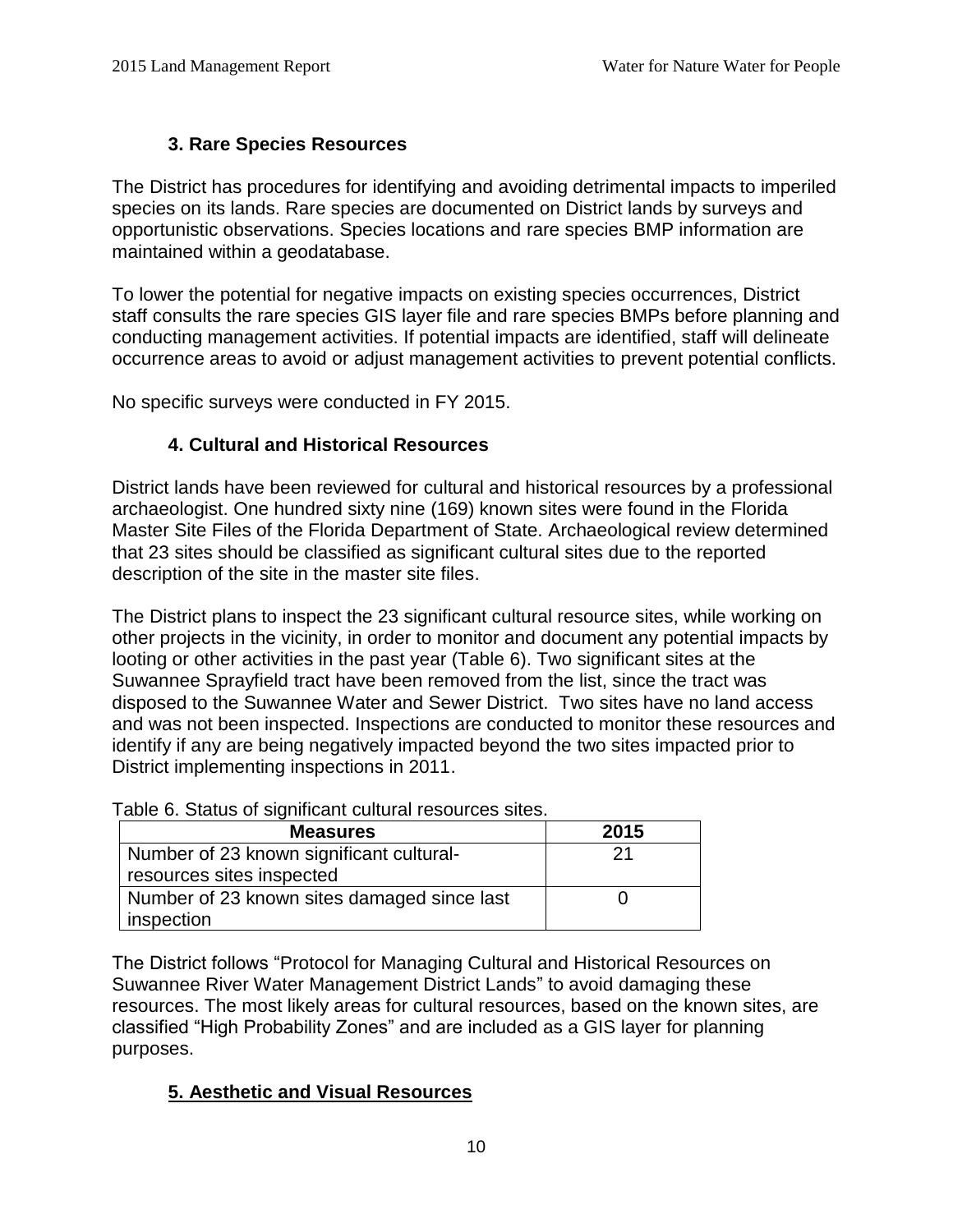### 3. Rare Species Resources

The District has procedures for identifying and avoiding detrimental impacts to imperiled species on its lands. Rare species are documented on District lands by surveys and opportunistic observations. Species locations and rare species BMP information are maintained within a geodatabase.

To lower the potential for negative impacts on existing species occurrences, District staff consults the rare species GIS layer file and rare species BMPs before planning and conducting management activities. If potential impacts are identified, staff will delineate occurrence areas to avoid or adjust management activities to prevent potential conflicts.

No specific surveys were conducted in FY 2015.

### 4. Cultural and Historical Resources

District lands have been reviewed for cultural and historical resources by a professional archaeologist. One hundred sixty nine (169) known sites were found in the Florida Master Site Files of the Florida Department of State. Archaeological review determined that 23 sites should be classified as significant cultural sites due to the reported description of the site in the master site files.

The District plans to inspect the 23 significant cultural resource sites, while working on other projects in the vicinity, in order to monitor and document any potential impacts by looting or other activities in the past year (Table 6). Two significant sites at the Suwannee Sprayfield tract have been removed from the list, since the tract was disposed to the Suwannee Water and Sewer District. Two sites have no land access and was not been inspected. Inspections are conducted to monitor these resources and identify if any are being negatively impacted beyond the two sites impacted prior to District implementing inspections in 2011.

Table 6. Status of significant cultural resources sites.

| Measures | 2015 |
|---|---|
| Number of 23 known significant cultural-resources sites inspected | 21 |
| Number of 23 known sites damaged since last inspection | 0 |

The District follows “Protocol for Managing Cultural and Historical Resources on Suwannee River Water Management District Lands” to avoid damaging these resources. The most likely areas for cultural resources, based on the known sites, are classified “High Probability Zones” and are included as a GIS layer for planning purposes.

### 5. Aesthetic and Visual Resources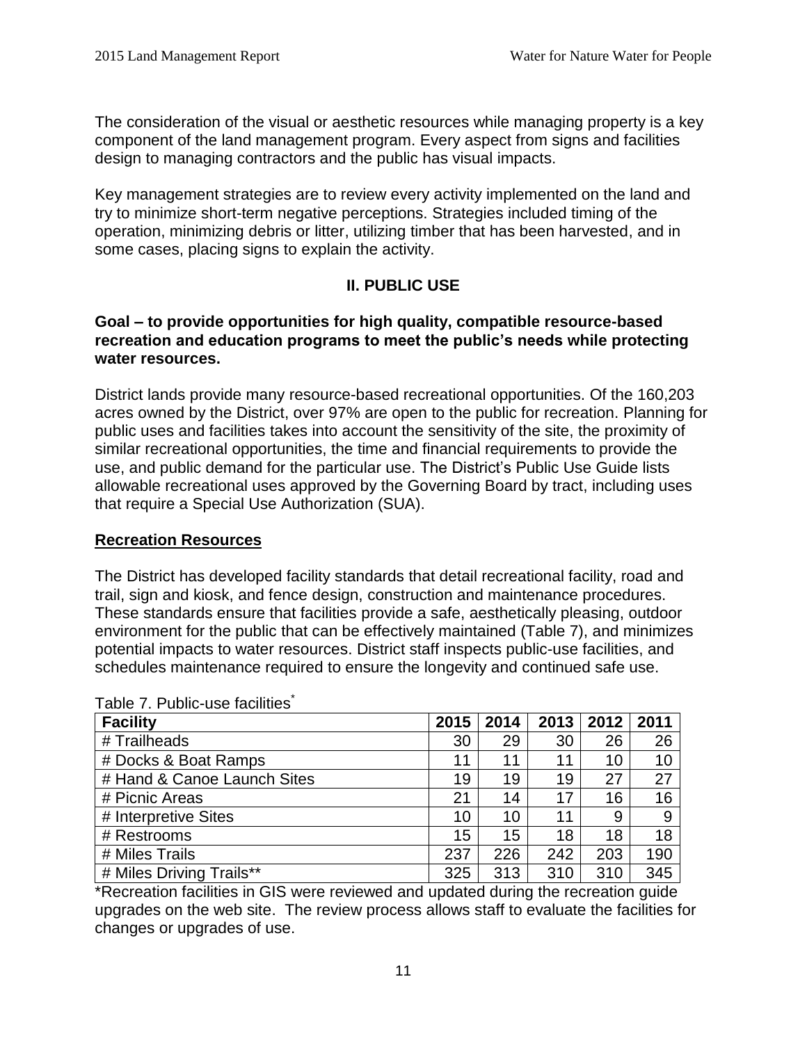The consideration of the visual or aesthetic resources while managing property is a key component of the land management program. Every aspect from signs and facilities design to managing contractors and the public has visual impacts.

Key management strategies are to review every activity implemented on the land and try to minimize short-term negative perceptions. Strategies included timing of the operation, minimizing debris or litter, utilizing timber that has been harvested, and in some cases, placing signs to explain the activity.

## II. PUBLIC USE

**Goal – to provide opportunities for high quality, compatible resource-based recreation and education programs to meet the public's needs while protecting water resources.**

District lands provide many resource-based recreational opportunities. Of the 160,203 acres owned by the District, over 97% are open to the public for recreation. Planning for public uses and facilities takes into account the sensitivity of the site, the proximity of similar recreational opportunities, the time and financial requirements to provide the use, and public demand for the particular use. The District's Public Use Guide lists allowable recreational uses approved by the Governing Board by tract, including uses that require a Special Use Authorization (SUA).

### Recreation Resources

The District has developed facility standards that detail recreational facility, road and trail, sign and kiosk, and fence design, construction and maintenance procedures. These standards ensure that facilities provide a safe, aesthetically pleasing, outdoor environment for the public that can be effectively maintained (Table 7), and minimizes potential impacts to water resources. District staff inspects public-use facilities, and schedules maintenance required to ensure the longevity and continued safe use.

Table 7. Public-use facilities*

| Facility | 2015 | 2014 | 2013 | 2012 | 2011 |
|---|---|---|---|---|---|
| # Trailheads | 30 | 29 | 30 | 26 | 26 |
| # Docks & Boat Ramps | 11 | 11 | 11 | 10 | 10 |
| # Hand & Canoe Launch Sites | 19 | 19 | 19 | 27 | 27 |
| # Picnic Areas | 21 | 14 | 17 | 16 | 16 |
| # Interpretive Sites | 10 | 10 | 11 | 9 | 9 |
| # Restrooms | 15 | 15 | 18 | 18 | 18 |
| # Miles Trails | 237 | 226 | 242 | 203 | 190 |
| # Miles Driving Trails** | 325 | 313 | 310 | 310 | 345 |

*Recreation facilities in GIS were reviewed and updated during the recreation guide upgrades on the web site. The review process allows staff to evaluate the facilities for changes or upgrades of use.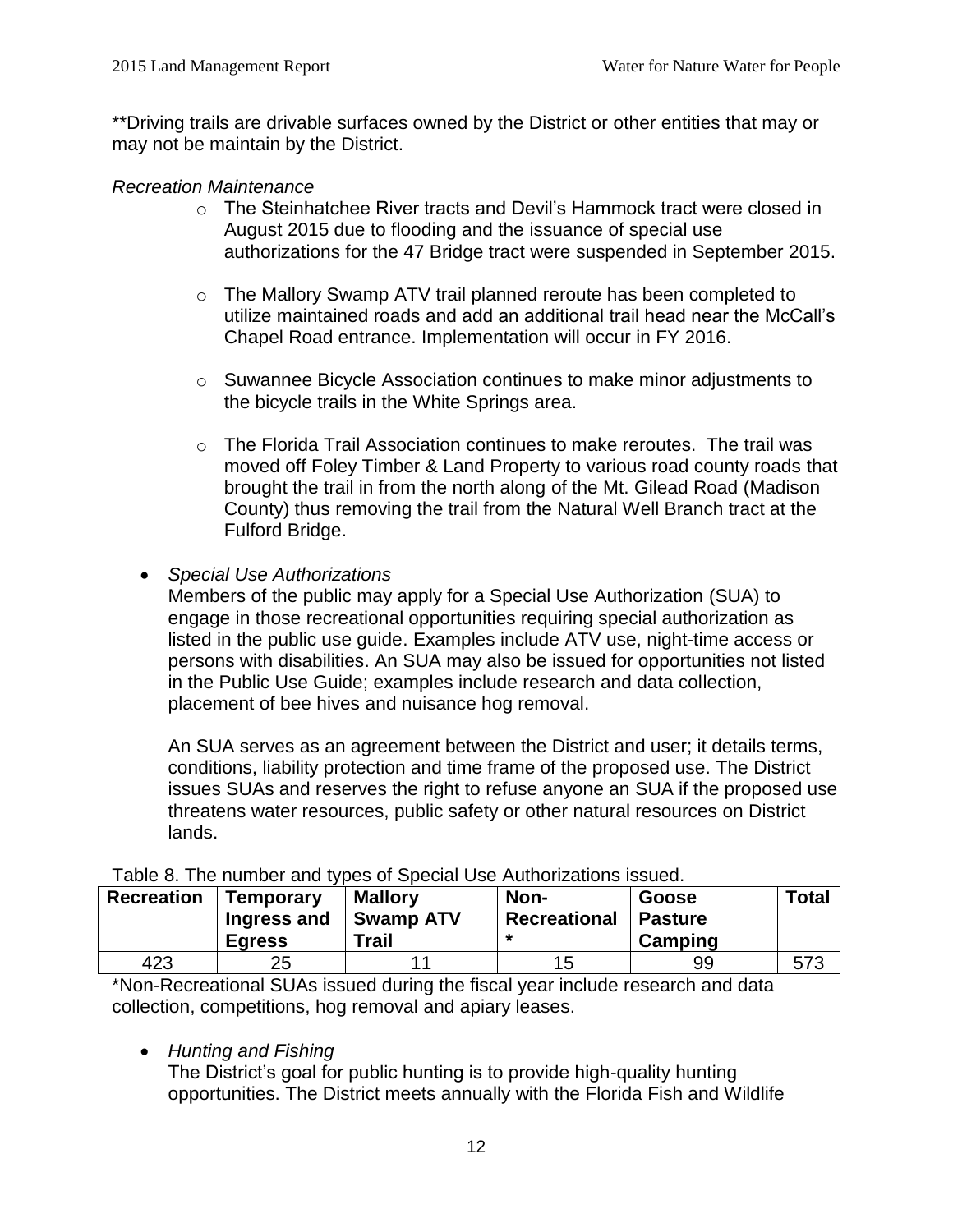**Driving trails are drivable surfaces owned by the District or other entities that may or may not be maintain by the District.

*Recreation Maintenance*

- The Steinhatchee River tracts and Devil's Hammock tract were closed in August 2015 due to flooding and the issuance of special use authorizations for the 47 Bridge tract were suspended in September 2015.
- The Mallory Swamp ATV trail planned reroute has been completed to utilize maintained roads and add an additional trail head near the McCall's Chapel Road entrance. Implementation will occur in FY 2016.
- Suwannee Bicycle Association continues to make minor adjustments to the bicycle trails in the White Springs area.
- The Florida Trail Association continues to make reroutes. The trail was moved off Foley Timber & Land Property to various road county roads that brought the trail in from the north along of the Mt. Gilead Road (Madison County) thus removing the trail from the Natural Well Branch tract at the Fulford Bridge.

- *Special Use Authorizations*

  Members of the public may apply for a Special Use Authorization (SUA) to engage in those recreational opportunities requiring special authorization as listed in the public use guide. Examples include ATV use, night-time access or persons with disabilities. An SUA may also be issued for opportunities not listed in the Public Use Guide; examples include research and data collection, placement of bee hives and nuisance hog removal.

  An SUA serves as an agreement between the District and user; it details terms, conditions, liability protection and time frame of the proposed use. The District issues SUAs and reserves the right to refuse anyone an SUA if the proposed use threatens water resources, public safety or other natural resources on District lands.

Table 8. The number and types of Special Use Authorizations issued.

| Recreation | Temporary Ingress and Egress | Mallory Swamp ATV Trail | Non-Recreational * | Goose Pasture Camping | Total |
|---|---|---|---|---|---|
| 423 | 25 | 11 | 15 | 99 | 573 |

*Non-Recreational SUAs issued during the fiscal year include research and data collection, competitions, hog removal and apiary leases.

- *Hunting and Fishing*

  The District's goal for public hunting is to provide high-quality hunting opportunities. The District meets annually with the Florida Fish and Wildlife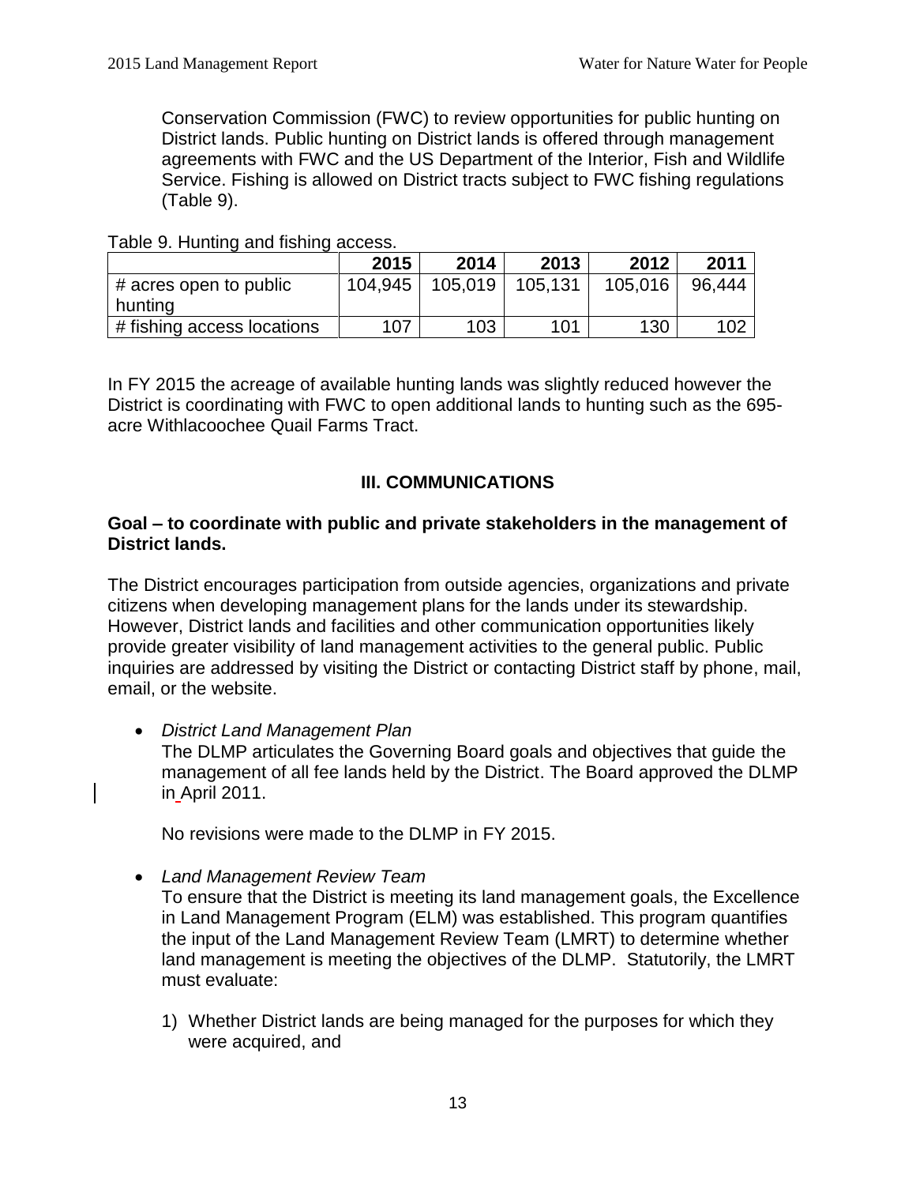Conservation Commission (FWC) to review opportunities for public hunting on District lands. Public hunting on District lands is offered through management agreements with FWC and the US Department of the Interior, Fish and Wildlife Service. Fishing is allowed on District tracts subject to FWC fishing regulations (Table 9).

Table 9. Hunting and fishing access.

| | 2015 | 2014 | 2013 | 2012 | 2011 |
|---|---|---|---|---|---|
| # acres open to public hunting | 104,945 | 105,019 | 105,131 | 105,016 | 96,444 |
| # fishing access locations | 107 | 103 | 101 | 130 | 102 |

In FY 2015 the acreage of available hunting lands was slightly reduced however the District is coordinating with FWC to open additional lands to hunting such as the 695-acre Withlacoochee Quail Farms Tract.

## III. COMMUNICATIONS

**Goal – to coordinate with public and private stakeholders in the management of District lands.**

The District encourages participation from outside agencies, organizations and private citizens when developing management plans for the lands under its stewardship. However, District lands and facilities and other communication opportunities likely provide greater visibility of land management activities to the general public. Public inquiries are addressed by visiting the District or contacting District staff by phone, mail, email, or the website.

- *District Land Management Plan*
  The DLMP articulates the Governing Board goals and objectives that guide the management of all fee lands held by the District. The Board approved the DLMP in April 2011.

  No revisions were made to the DLMP in FY 2015.

- *Land Management Review Team*
  To ensure that the District is meeting its land management goals, the Excellence in Land Management Program (ELM) was established. This program quantifies the input of the Land Management Review Team (LMRT) to determine whether land management is meeting the objectives of the DLMP. Statutorily, the LMRT must evaluate:

  1) Whether District lands are being managed for the purposes for which they were acquired, and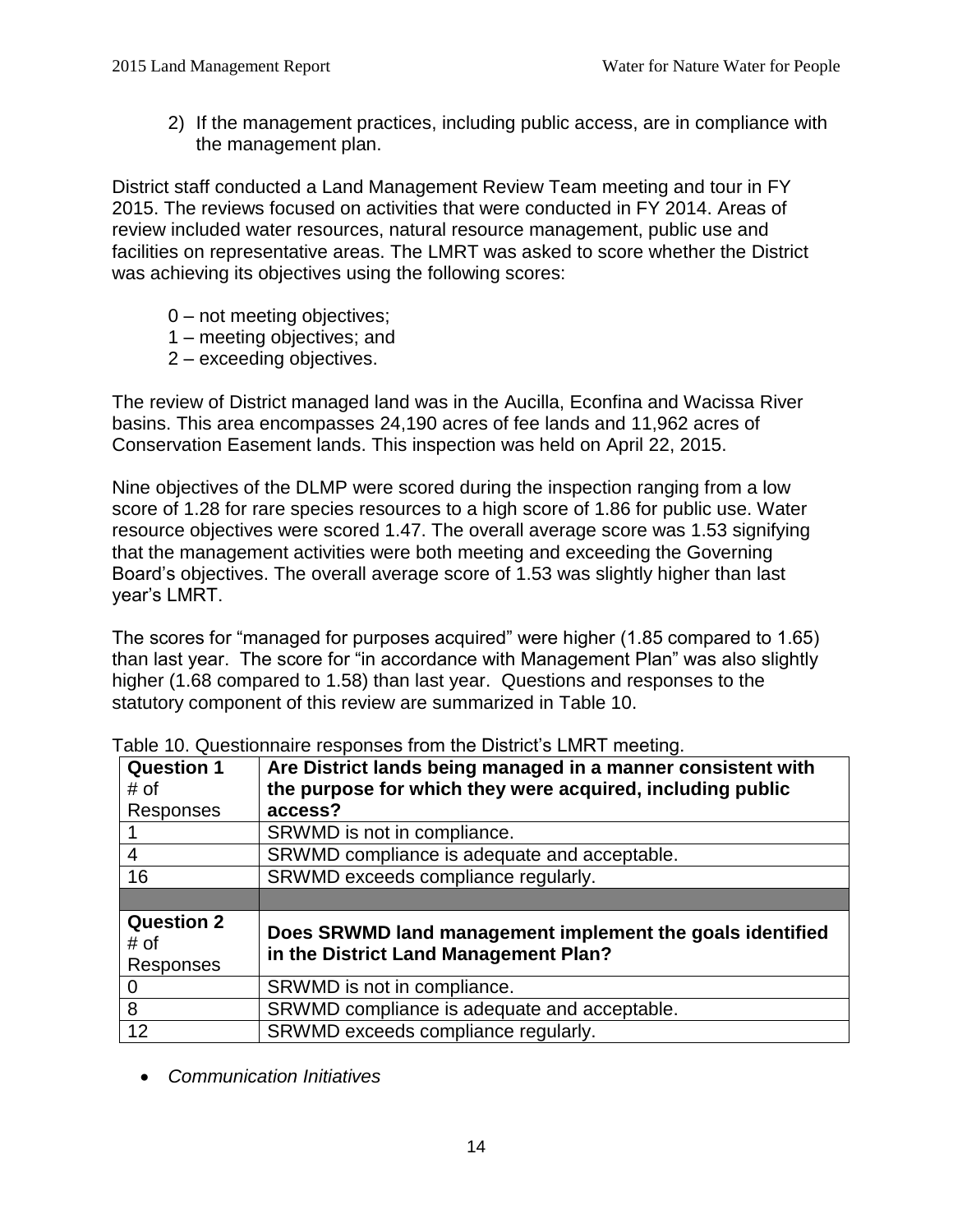2) If the management practices, including public access, are in compliance with the management plan.

District staff conducted a Land Management Review Team meeting and tour in FY 2015. The reviews focused on activities that were conducted in FY 2014. Areas of review included water resources, natural resource management, public use and facilities on representative areas. The LMRT was asked to score whether the District was achieving its objectives using the following scores:

0 – not meeting objectives;
1 – meeting objectives; and
2 – exceeding objectives.

The review of District managed land was in the Aucilla, Econfina and Wacissa River basins. This area encompasses 24,190 acres of fee lands and 11,962 acres of Conservation Easement lands. This inspection was held on April 22, 2015.

Nine objectives of the DLMP were scored during the inspection ranging from a low score of 1.28 for rare species resources to a high score of 1.86 for public use. Water resource objectives were scored 1.47. The overall average score was 1.53 signifying that the management activities were both meeting and exceeding the Governing Board's objectives. The overall average score of 1.53 was slightly higher than last year's LMRT.

The scores for "managed for purposes acquired" were higher (1.85 compared to 1.65) than last year. The score for "in accordance with Management Plan" was also slightly higher (1.68 compared to 1.58) than last year. Questions and responses to the statutory component of this review are summarized in Table 10.

Table 10. Questionnaire responses from the District's LMRT meeting.

| **Question 1** # of Responses | **Are District lands being managed in a manner consistent with the purpose for which they were acquired, including public access?** |
|---|---|
| 1 | SRWMD is not in compliance. |
| 4 | SRWMD compliance is adequate and acceptable. |
| 16 | SRWMD exceeds compliance regularly. |
| | |
| **Question 2** # of Responses | **Does SRWMD land management implement the goals identified in the District Land Management Plan?** |
| 0 | SRWMD is not in compliance. |
| 8 | SRWMD compliance is adequate and acceptable. |
| 12 | SRWMD exceeds compliance regularly. |

- *Communication Initiatives*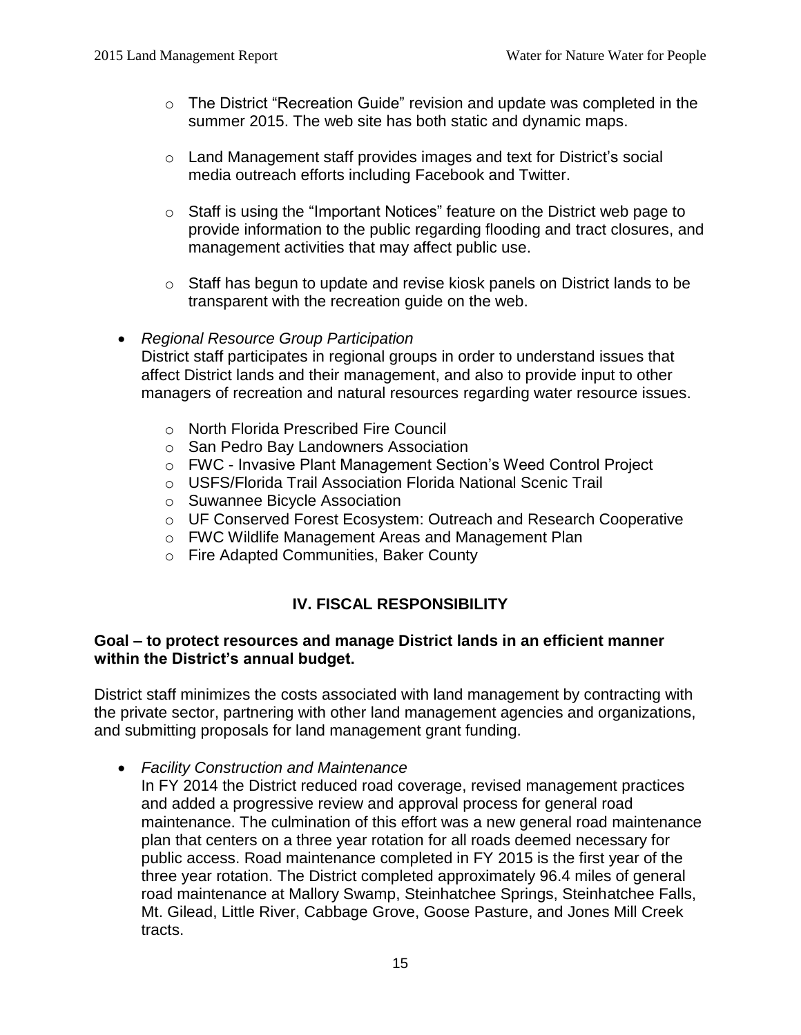- The District "Recreation Guide" revision and update was completed in the summer 2015. The web site has both static and dynamic maps.
- Land Management staff provides images and text for District's social media outreach efforts including Facebook and Twitter.
- Staff is using the "Important Notices" feature on the District web page to provide information to the public regarding flooding and tract closures, and management activities that may affect public use.
- Staff has begun to update and revise kiosk panels on District lands to be transparent with the recreation guide on the web.

- *Regional Resource Group Participation*
  District staff participates in regional groups in order to understand issues that affect District lands and their management, and also to provide input to other managers of recreation and natural resources regarding water resource issues.
  - North Florida Prescribed Fire Council
  - San Pedro Bay Landowners Association
  - FWC - Invasive Plant Management Section's Weed Control Project
  - USFS/Florida Trail Association Florida National Scenic Trail
  - Suwannee Bicycle Association
  - UF Conserved Forest Ecosystem: Outreach and Research Cooperative
  - FWC Wildlife Management Areas and Management Plan
  - Fire Adapted Communities, Baker County

## IV. FISCAL RESPONSIBILITY

**Goal – to protect resources and manage District lands in an efficient manner within the District's annual budget.**

District staff minimizes the costs associated with land management by contracting with the private sector, partnering with other land management agencies and organizations, and submitting proposals for land management grant funding.

- *Facility Construction and Maintenance*
  In FY 2014 the District reduced road coverage, revised management practices and added a progressive review and approval process for general road maintenance. The culmination of this effort was a new general road maintenance plan that centers on a three year rotation for all roads deemed necessary for public access. Road maintenance completed in FY 2015 is the first year of the three year rotation. The District completed approximately 96.4 miles of general road maintenance at Mallory Swamp, Steinhatchee Springs, Steinhatchee Falls, Mt. Gilead, Little River, Cabbage Grove, Goose Pasture, and Jones Mill Creek tracts.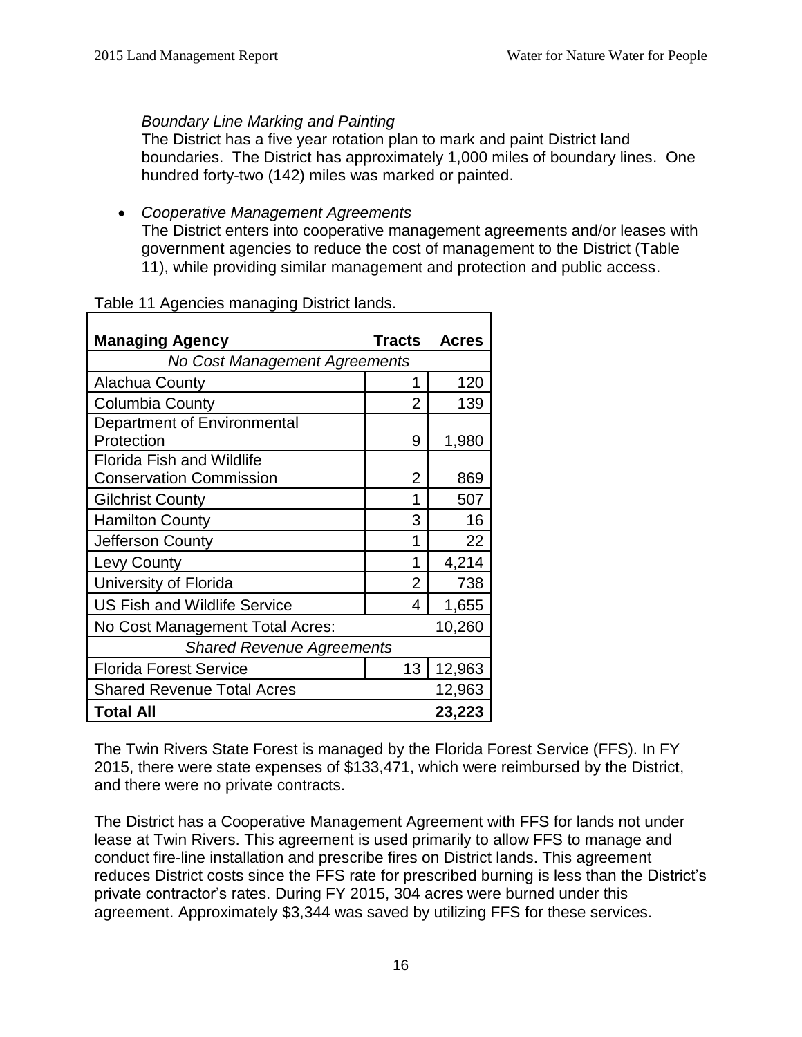*Boundary Line Marking and Painting*

The District has a five year rotation plan to mark and paint District land boundaries. The District has approximately 1,000 miles of boundary lines. One hundred forty-two (142) miles was marked or painted.

- *Cooperative Management Agreements*

  The District enters into cooperative management agreements and/or leases with government agencies to reduce the cost of management to the District (Table 11), while providing similar management and protection and public access.

Table 11 Agencies managing District lands.

| Managing Agency | Tracts | Acres |
|---|---|---|
| *No Cost Management Agreements* | | |
| Alachua County | 1 | 120 |
| Columbia County | 2 | 139 |
| Department of Environmental Protection | 9 | 1,980 |
| Florida Fish and Wildlife Conservation Commission | 2 | 869 |
| Gilchrist County | 1 | 507 |
| Hamilton County | 3 | 16 |
| Jefferson County | 1 | 22 |
| Levy County | 1 | 4,214 |
| University of Florida | 2 | 738 |
| US Fish and Wildlife Service | 4 | 1,655 |
| No Cost Management Total Acres: | | 10,260 |
| *Shared Revenue Agreements* | | |
| Florida Forest Service | 13 | 12,963 |
| Shared Revenue Total Acres | | 12,963 |
| **Total All** | | **23,223** |

The Twin Rivers State Forest is managed by the Florida Forest Service (FFS). In FY 2015, there were state expenses of $133,471, which were reimbursed by the District, and there were no private contracts.

The District has a Cooperative Management Agreement with FFS for lands not under lease at Twin Rivers. This agreement is used primarily to allow FFS to manage and conduct fire-line installation and prescribe fires on District lands. This agreement reduces District costs since the FFS rate for prescribed burning is less than the District's private contractor's rates. During FY 2015, 304 acres were burned under this agreement. Approximately $3,344 was saved by utilizing FFS for these services.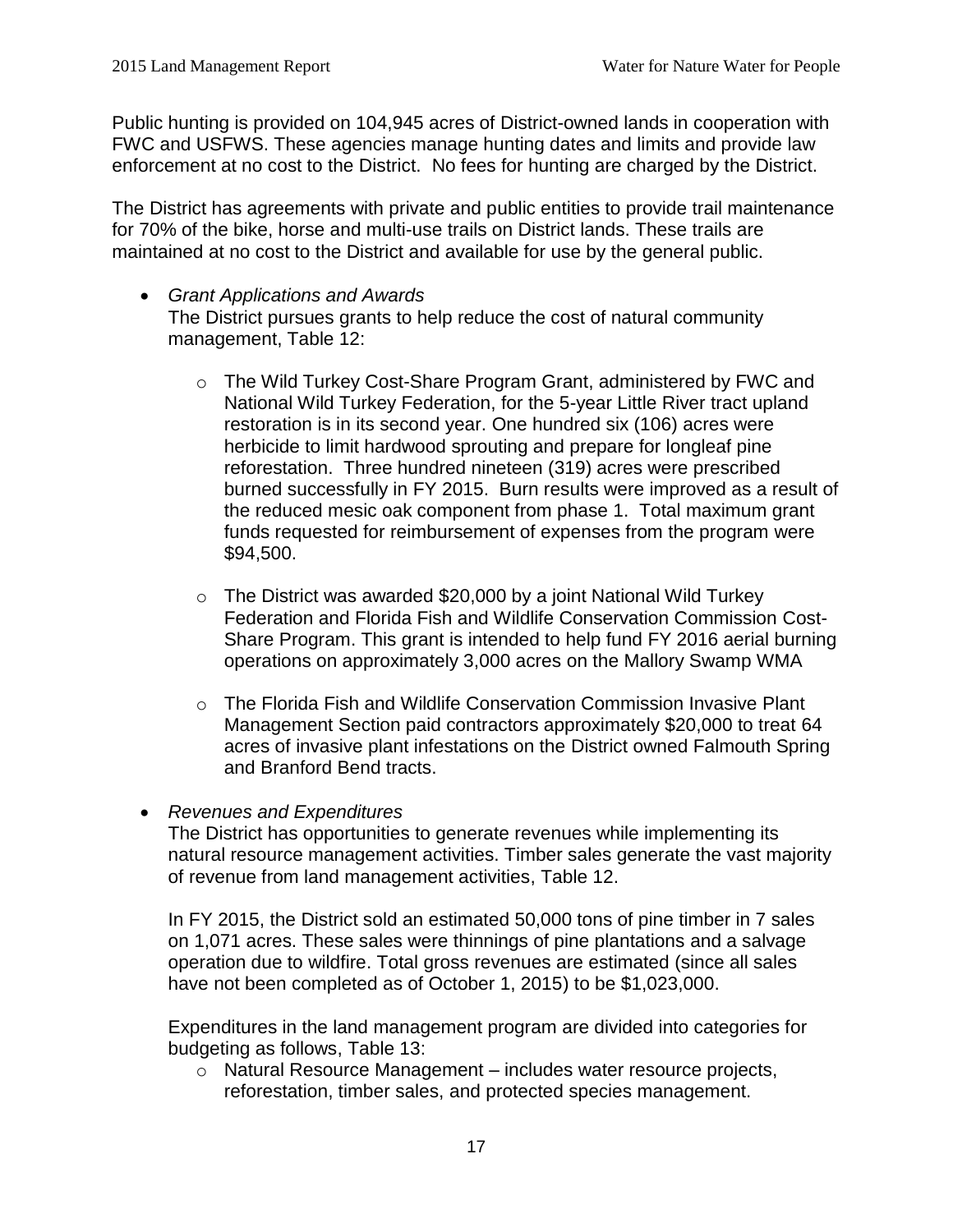Public hunting is provided on 104,945 acres of District-owned lands in cooperation with FWC and USFWS. These agencies manage hunting dates and limits and provide law enforcement at no cost to the District. No fees for hunting are charged by the District.

The District has agreements with private and public entities to provide trail maintenance for 70% of the bike, horse and multi-use trails on District lands. These trails are maintained at no cost to the District and available for use by the general public.

- *Grant Applications and Awards*
  The District pursues grants to help reduce the cost of natural community management, Table 12:
  - The Wild Turkey Cost-Share Program Grant, administered by FWC and National Wild Turkey Federation, for the 5-year Little River tract upland restoration is in its second year. One hundred six (106) acres were herbicide to limit hardwood sprouting and prepare for longleaf pine reforestation. Three hundred nineteen (319) acres were prescribed burned successfully in FY 2015. Burn results were improved as a result of the reduced mesic oak component from phase 1. Total maximum grant funds requested for reimbursement of expenses from the program were $94,500.
  - The District was awarded $20,000 by a joint National Wild Turkey Federation and Florida Fish and Wildlife Conservation Commission Cost-Share Program. This grant is intended to help fund FY 2016 aerial burning operations on approximately 3,000 acres on the Mallory Swamp WMA
  - The Florida Fish and Wildlife Conservation Commission Invasive Plant Management Section paid contractors approximately $20,000 to treat 64 acres of invasive plant infestations on the District owned Falmouth Spring and Branford Bend tracts.

- *Revenues and Expenditures*
  The District has opportunities to generate revenues while implementing its natural resource management activities. Timber sales generate the vast majority of revenue from land management activities, Table 12.

  In FY 2015, the District sold an estimated 50,000 tons of pine timber in 7 sales on 1,071 acres. These sales were thinnings of pine plantations and a salvage operation due to wildfire. Total gross revenues are estimated (since all sales have not been completed as of October 1, 2015) to be $1,023,000.

  Expenditures in the land management program are divided into categories for budgeting as follows, Table 13:
  - Natural Resource Management – includes water resource projects, reforestation, timber sales, and protected species management.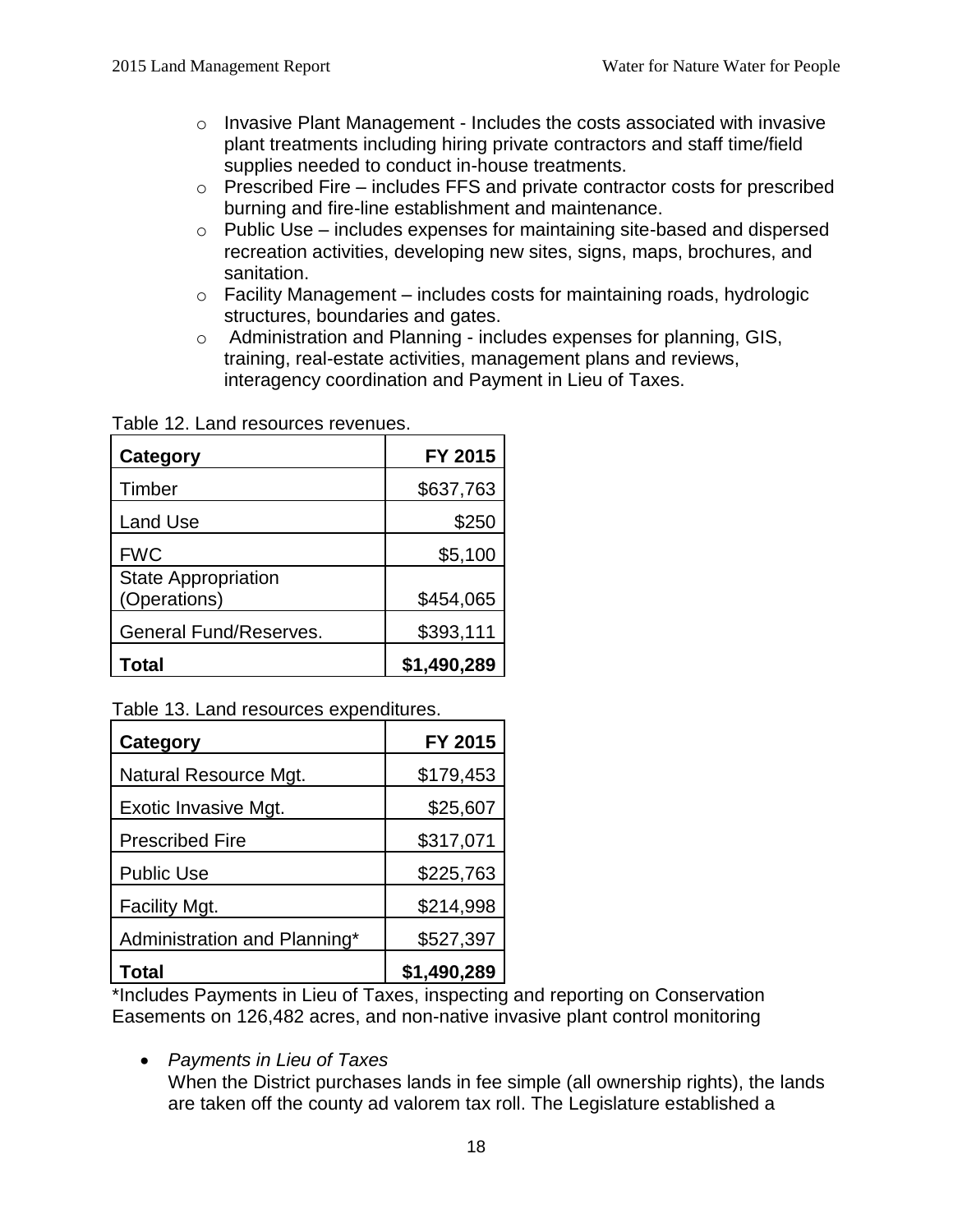- Invasive Plant Management - Includes the costs associated with invasive plant treatments including hiring private contractors and staff time/field supplies needed to conduct in-house treatments.
- Prescribed Fire – includes FFS and private contractor costs for prescribed burning and fire-line establishment and maintenance.
- Public Use – includes expenses for maintaining site-based and dispersed recreation activities, developing new sites, signs, maps, brochures, and sanitation.
- Facility Management – includes costs for maintaining roads, hydrologic structures, boundaries and gates.
- Administration and Planning - includes expenses for planning, GIS, training, real-estate activities, management plans and reviews, interagency coordination and Payment in Lieu of Taxes.

Table 12. Land resources revenues.

| **Category** | **FY 2015** |
|---|---:|
| Timber | $637,763 |
| Land Use | $250 |
| FWC | $5,100 |
| State Appropriation (Operations) | $454,065 |
| General Fund/Reserves. | $393,111 |
| **Total** | **$1,490,289** |

Table 13. Land resources expenditures.

| **Category** | **FY 2015** |
|---|---:|
| Natural Resource Mgt. | $179,453 |
| Exotic Invasive Mgt. | $25,607 |
| Prescribed Fire | $317,071 |
| Public Use | $225,763 |
| Facility Mgt. | $214,998 |
| Administration and Planning* | $527,397 |
| **Total** | **$1,490,289** |

*Includes Payments in Lieu of Taxes, inspecting and reporting on Conservation Easements on 126,482 acres, and non-native invasive plant control monitoring

- *Payments in Lieu of Taxes*
  When the District purchases lands in fee simple (all ownership rights), the lands are taken off the county ad valorem tax roll. The Legislature established a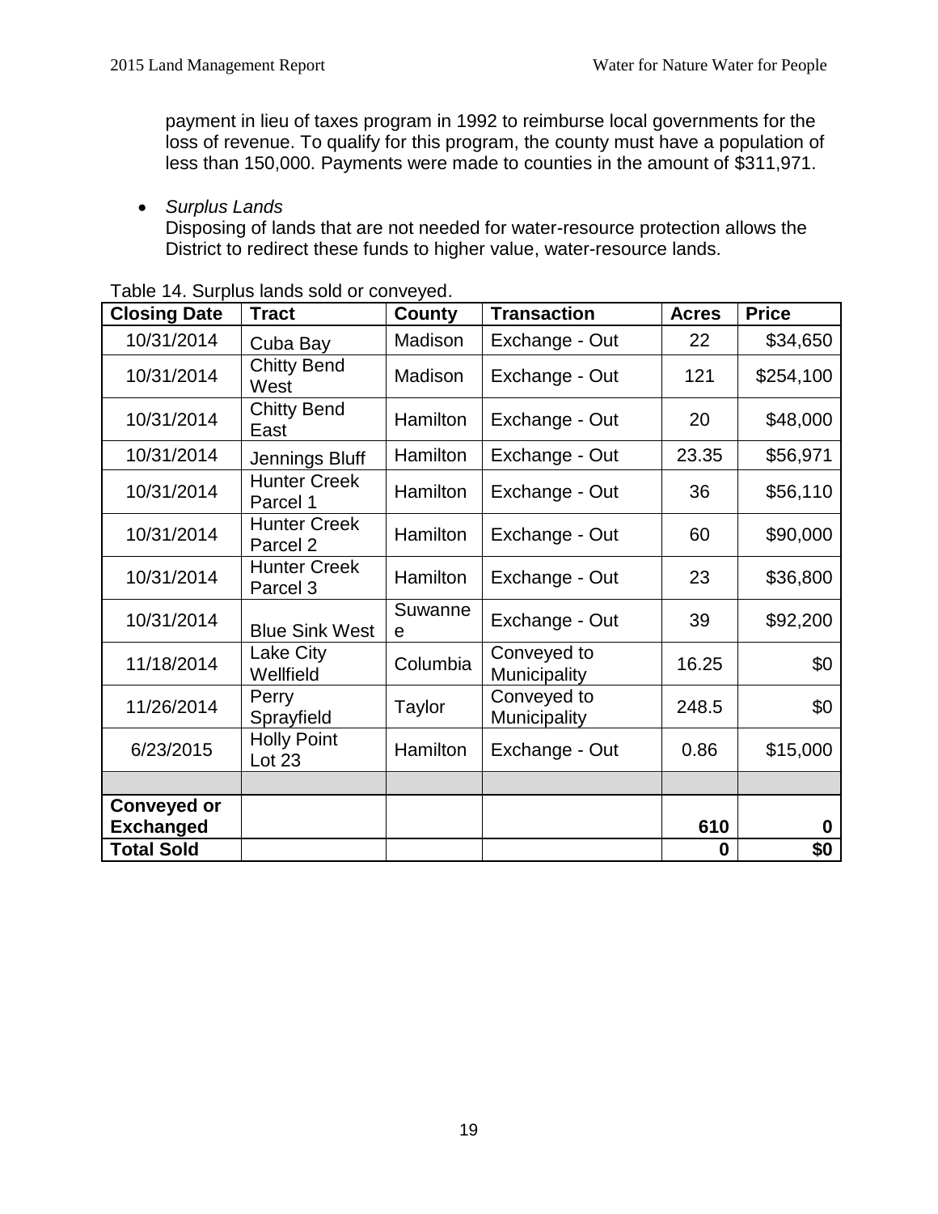payment in lieu of taxes program in 1992 to reimburse local governments for the loss of revenue. To qualify for this program, the county must have a population of less than 150,000. Payments were made to counties in the amount of $311,971.

- *Surplus Lands*
  Disposing of lands that are not needed for water-resource protection allows the District to redirect these funds to higher value, water-resource lands.

Table 14. Surplus lands sold or conveyed.

| Closing Date | Tract | County | Transaction | Acres | Price |
|---|---|---|---|---|---|
| 10/31/2014 | Cuba Bay | Madison | Exchange - Out | 22 | $34,650 |
| 10/31/2014 | Chitty Bend West | Madison | Exchange - Out | 121 | $254,100 |
| 10/31/2014 | Chitty Bend East | Hamilton | Exchange - Out | 20 | $48,000 |
| 10/31/2014 | Jennings Bluff | Hamilton | Exchange - Out | 23.35 | $56,971 |
| 10/31/2014 | Hunter Creek Parcel 1 | Hamilton | Exchange - Out | 36 | $56,110 |
| 10/31/2014 | Hunter Creek Parcel 2 | Hamilton | Exchange - Out | 60 | $90,000 |
| 10/31/2014 | Hunter Creek Parcel 3 | Hamilton | Exchange - Out | 23 | $36,800 |
| 10/31/2014 | Blue Sink West | Suwannee | Exchange - Out | 39 | $92,200 |
| 11/18/2014 | Lake City Wellfield | Columbia | Conveyed to Municipality | 16.25 | $0 |
| 11/26/2014 | Perry Sprayfield | Taylor | Conveyed to Municipality | 248.5 | $0 |
| 6/23/2015 | Holly Point Lot 23 | Hamilton | Exchange - Out | 0.86 | $15,000 |
| | | | | | |
| **Conveyed or Exchanged** | | | | **610** | **0** |
| **Total Sold** | | | | **0** | **$0** |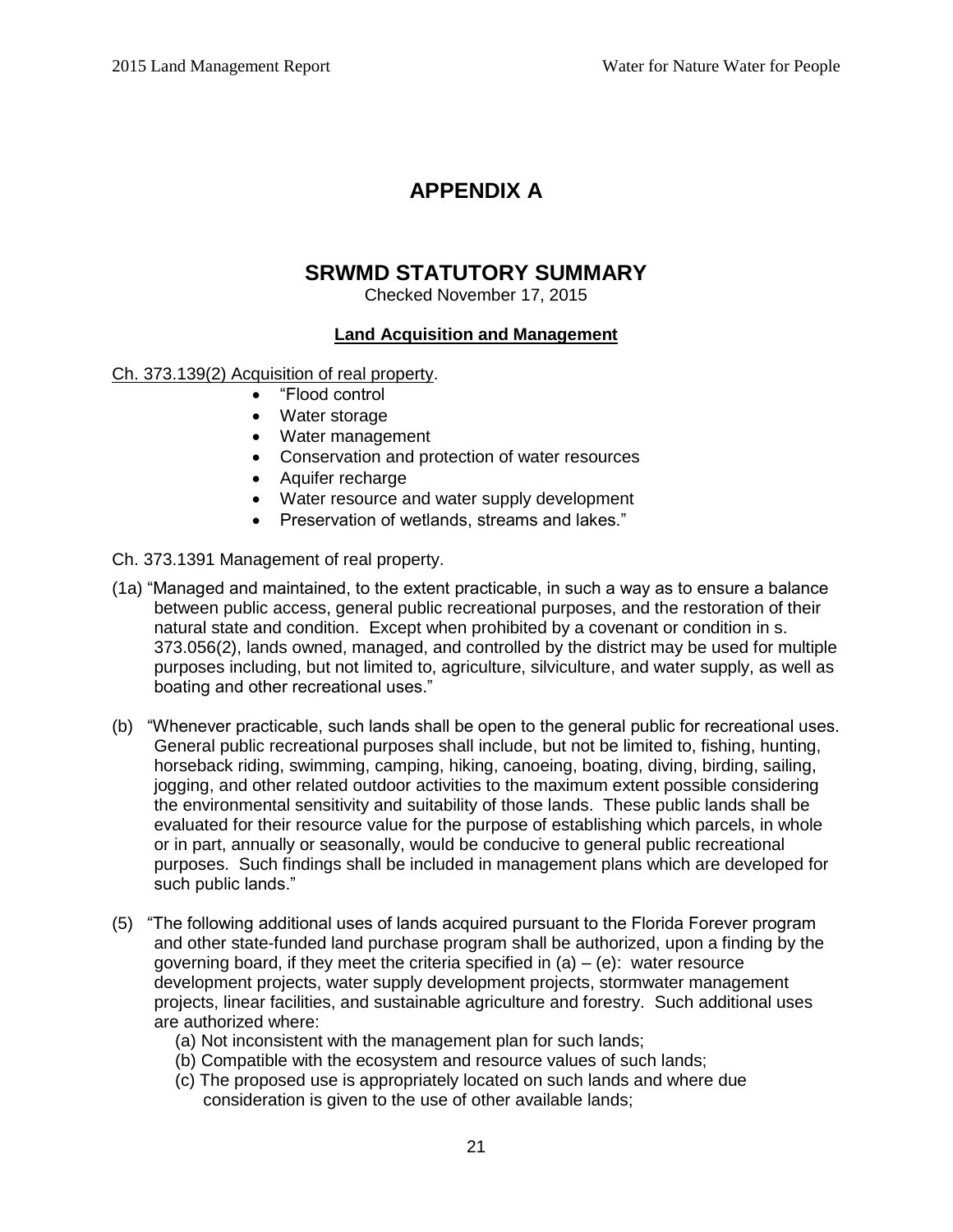# APPENDIX A

## SRWMD STATUTORY SUMMARY

Checked November 17, 2015

**Land Acquisition and Management**

Ch. 373.139(2) Acquisition of real property.

- "Flood control
- Water storage
- Water management
- Conservation and protection of water resources
- Aquifer recharge
- Water resource and water supply development
- Preservation of wetlands, streams and lakes."

Ch. 373.1391 Management of real property.

(1a) "Managed and maintained, to the extent practicable, in such a way as to ensure a balance between public access, general public recreational purposes, and the restoration of their natural state and condition. Except when prohibited by a covenant or condition in s. 373.056(2), lands owned, managed, and controlled by the district may be used for multiple purposes including, but not limited to, agriculture, silviculture, and water supply, as well as boating and other recreational uses."

(b) "Whenever practicable, such lands shall be open to the general public for recreational uses. General public recreational purposes shall include, but not be limited to, fishing, hunting, horseback riding, swimming, camping, hiking, canoeing, boating, diving, birding, sailing, jogging, and other related outdoor activities to the maximum extent possible considering the environmental sensitivity and suitability of those lands. These public lands shall be evaluated for their resource value for the purpose of establishing which parcels, in whole or in part, annually or seasonally, would be conducive to general public recreational purposes. Such findings shall be included in management plans which are developed for such public lands."

(5) "The following additional uses of lands acquired pursuant to the Florida Forever program and other state-funded land purchase program shall be authorized, upon a finding by the governing board, if they meet the criteria specified in (a) – (e): water resource development projects, water supply development projects, stormwater management projects, linear facilities, and sustainable agriculture and forestry. Such additional uses are authorized where:

(a) Not inconsistent with the management plan for such lands;
(b) Compatible with the ecosystem and resource values of such lands;
(c) The proposed use is appropriately located on such lands and where due consideration is given to the use of other available lands;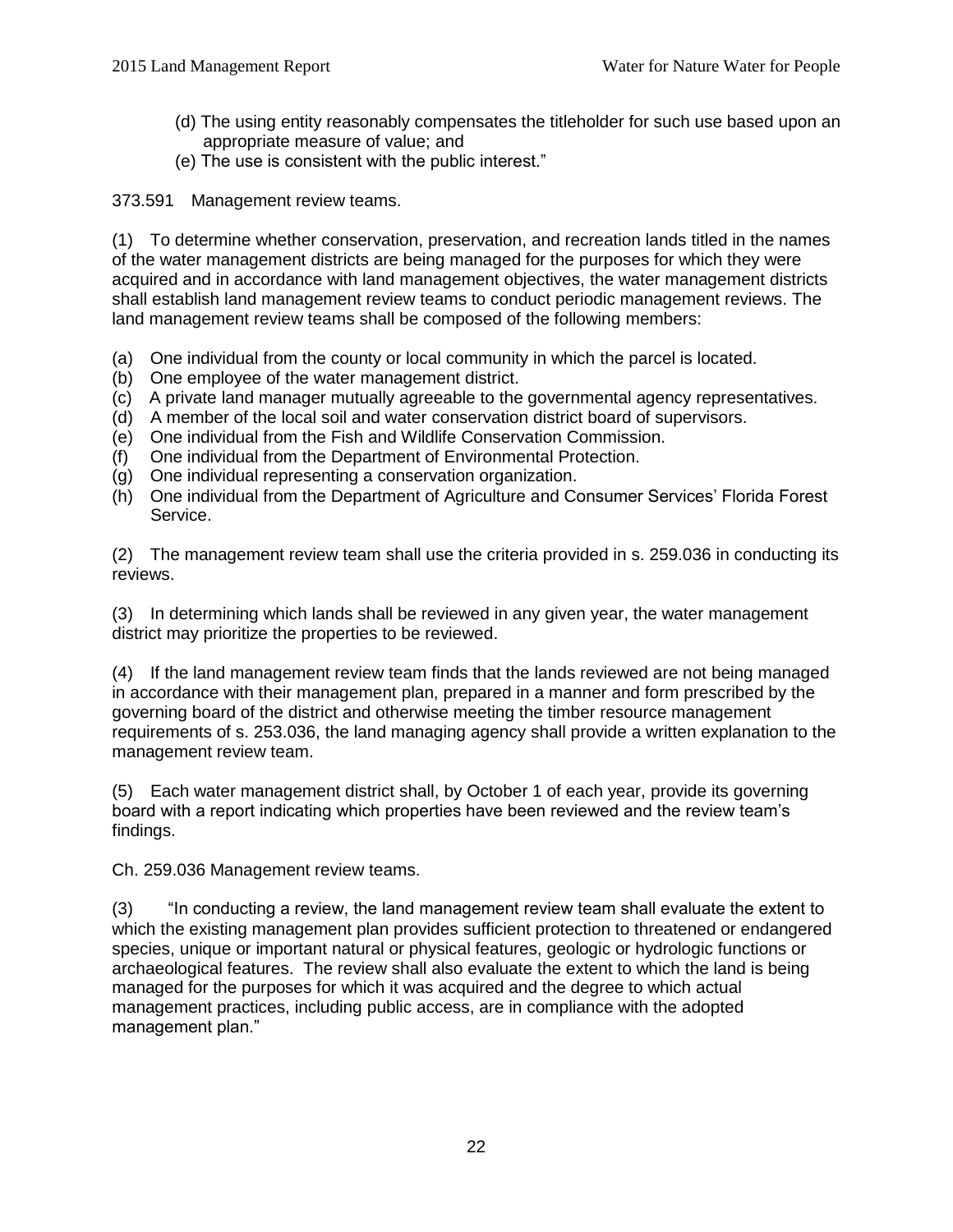(d) The using entity reasonably compensates the titleholder for such use based upon an appropriate measure of value; and

(e) The use is consistent with the public interest."

373.591 Management review teams.

(1) To determine whether conservation, preservation, and recreation lands titled in the names of the water management districts are being managed for the purposes for which they were acquired and in accordance with land management objectives, the water management districts shall establish land management review teams to conduct periodic management reviews. The land management review teams shall be composed of the following members:

(a) One individual from the county or local community in which the parcel is located.
(b) One employee of the water management district.
(c) A private land manager mutually agreeable to the governmental agency representatives.
(d) A member of the local soil and water conservation district board of supervisors.
(e) One individual from the Fish and Wildlife Conservation Commission.
(f) One individual from the Department of Environmental Protection.
(g) One individual representing a conservation organization.
(h) One individual from the Department of Agriculture and Consumer Services' Florida Forest Service.

(2) The management review team shall use the criteria provided in s. 259.036 in conducting its reviews.

(3) In determining which lands shall be reviewed in any given year, the water management district may prioritize the properties to be reviewed.

(4) If the land management review team finds that the lands reviewed are not being managed in accordance with their management plan, prepared in a manner and form prescribed by the governing board of the district and otherwise meeting the timber resource management requirements of s. 253.036, the land managing agency shall provide a written explanation to the management review team.

(5) Each water management district shall, by October 1 of each year, provide its governing board with a report indicating which properties have been reviewed and the review team's findings.

Ch. 259.036 Management review teams.

(3) "In conducting a review, the land management review team shall evaluate the extent to which the existing management plan provides sufficient protection to threatened or endangered species, unique or important natural or physical features, geologic or hydrologic functions or archaeological features. The review shall also evaluate the extent to which the land is being managed for the purposes for which it was acquired and the degree to which actual management practices, including public access, are in compliance with the adopted management plan."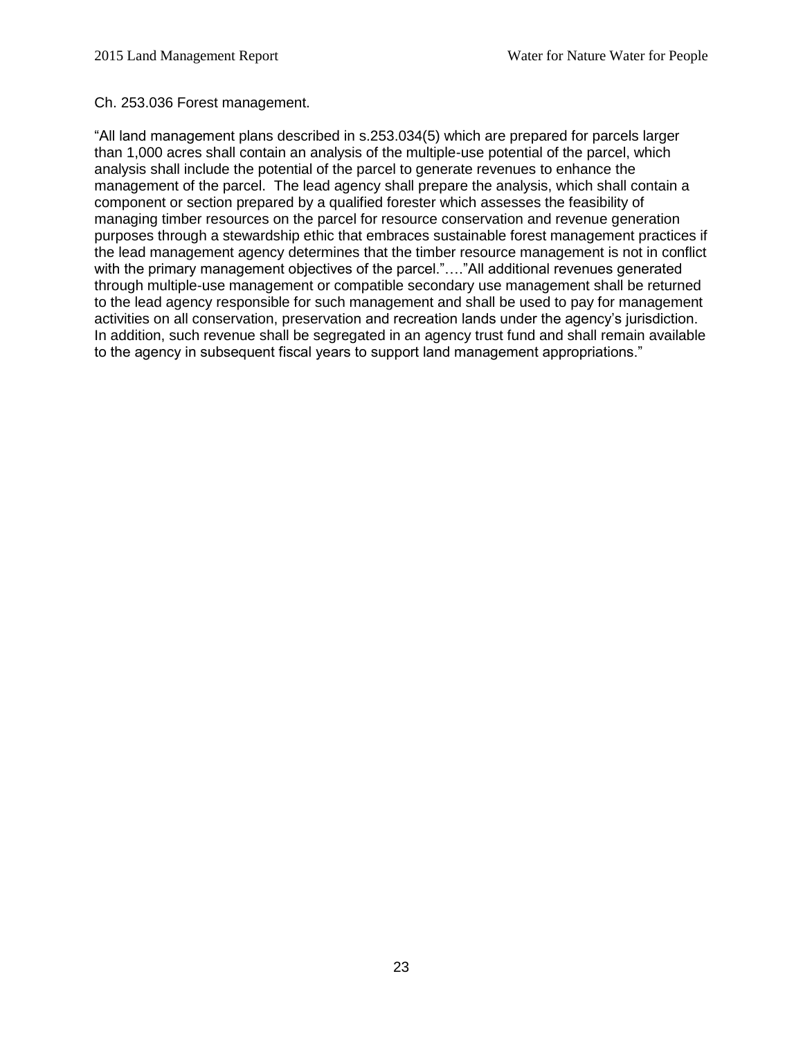Ch. 253.036 Forest management.

"All land management plans described in s.253.034(5) which are prepared for parcels larger than 1,000 acres shall contain an analysis of the multiple-use potential of the parcel, which analysis shall include the potential of the parcel to generate revenues to enhance the management of the parcel. The lead agency shall prepare the analysis, which shall contain a component or section prepared by a qualified forester which assesses the feasibility of managing timber resources on the parcel for resource conservation and revenue generation purposes through a stewardship ethic that embraces sustainable forest management practices if the lead management agency determines that the timber resource management is not in conflict with the primary management objectives of the parcel."…."All additional revenues generated through multiple-use management or compatible secondary use management shall be returned to the lead agency responsible for such management and shall be used to pay for management activities on all conservation, preservation and recreation lands under the agency's jurisdiction. In addition, such revenue shall be segregated in an agency trust fund and shall remain available to the agency in subsequent fiscal years to support land management appropriations."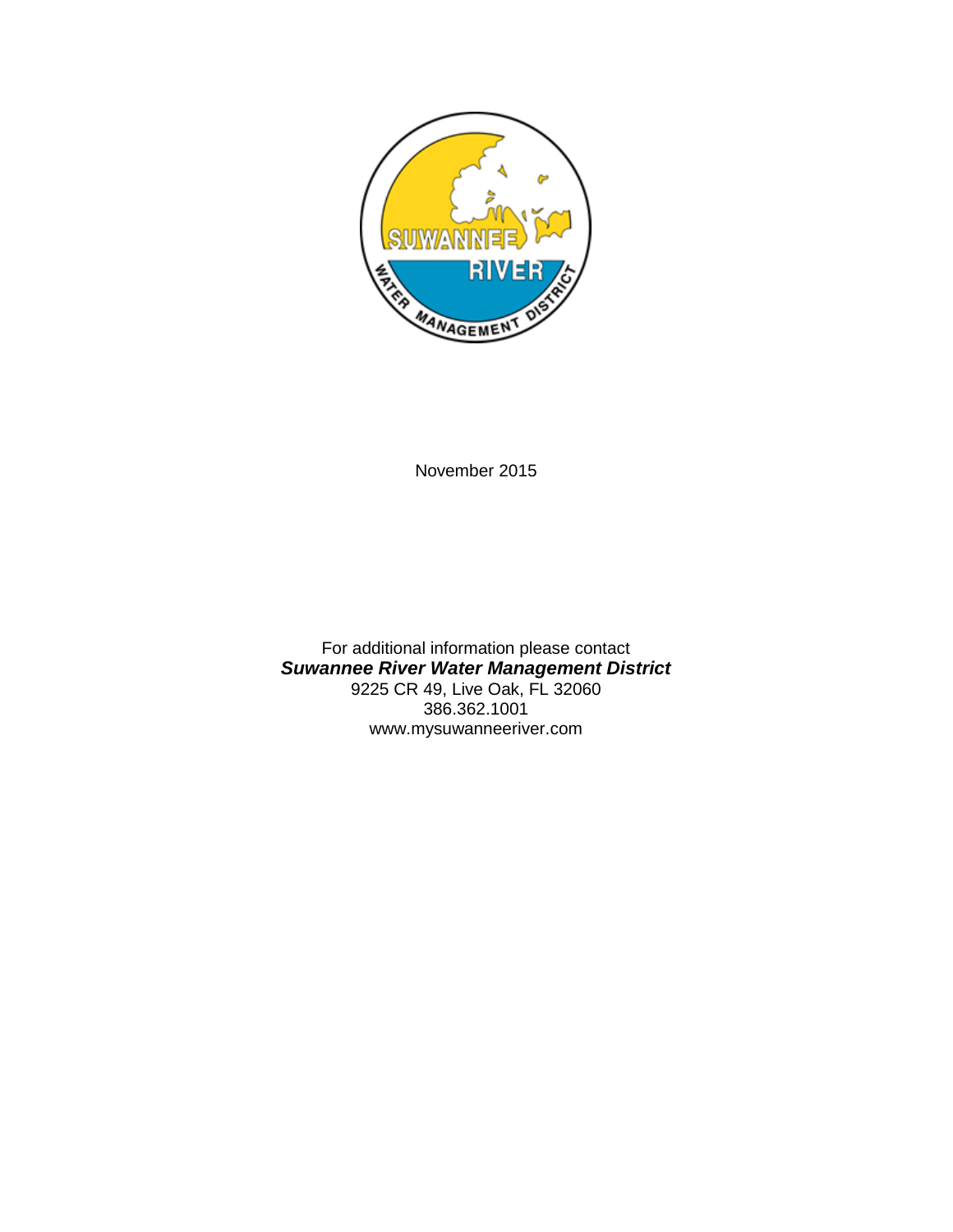November 2015

For additional information please contact
***Suwannee River Water Management District***
9225 CR 49, Live Oak, FL 32060
386.362.1001
www.mysuwanneeriver.com